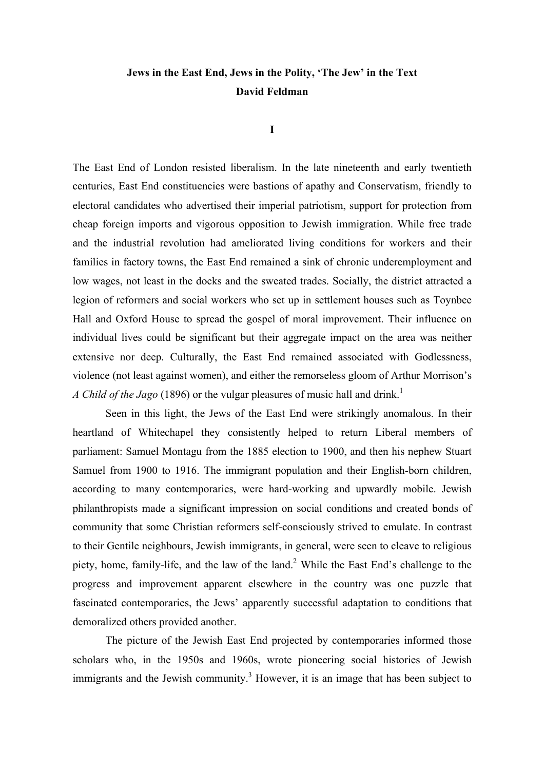# Jews in the East End, Jews in the Polity, 'The Jew' in the Text

**David Feldman**

## I

The East End of London resisted liberalism. In the late nineteenth and early twentieth centuries, East End constituencies were bastions of apathy and Conservatism, friendly to electoral candidates who advertised their imperial patriotism, support for protection from cheap foreign imports and vigorous opposition to Jewish immigration. While free trade and the industrial revolution had ameliorated living conditions for workers and their families in factory towns, the East End remained a sink of chronic underemployment and low wages, not least in the docks and the sweated trades. Socially, the district attracted a legion of reformers and social workers who set up in settlement houses such as Toynbee Hall and Oxford House to spread the gospel of moral improvement. Their influence on individual lives could be significant but their aggregate impact on the area was neither extensive nor deep. Culturally, the East End remained associated with Godlessness, violence (not least against women), and either the remorseless gloom of Arthur Morrison's *A Child of the Jago* (1896) or the vulgar pleasures of music hall and drink.[1]

Seen in this light, the Jews of the East End were strikingly anomalous. In their heartland of Whitechapel they consistently helped to return Liberal members of parliament: Samuel Montagu from the 1885 election to 1900, and then his nephew Stuart Samuel from 1900 to 1916. The immigrant population and their English-born children, according to many contemporaries, were hard-working and upwardly mobile. Jewish philanthropists made a significant impression on social conditions and created bonds of community that some Christian reformers self-consciously strived to emulate. In contrast to their Gentile neighbours, Jewish immigrants, in general, were seen to cleave to religious piety, home, family-life, and the law of the land.[2] While the East End's challenge to the progress and improvement apparent elsewhere in the country was one puzzle that fascinated contemporaries, the Jews' apparently successful adaptation to conditions that demoralized others provided another.

The picture of the Jewish East End projected by contemporaries informed those scholars who, in the 1950s and 1960s, wrote pioneering social histories of Jewish immigrants and the Jewish community.[3] However, it is an image that has been subject to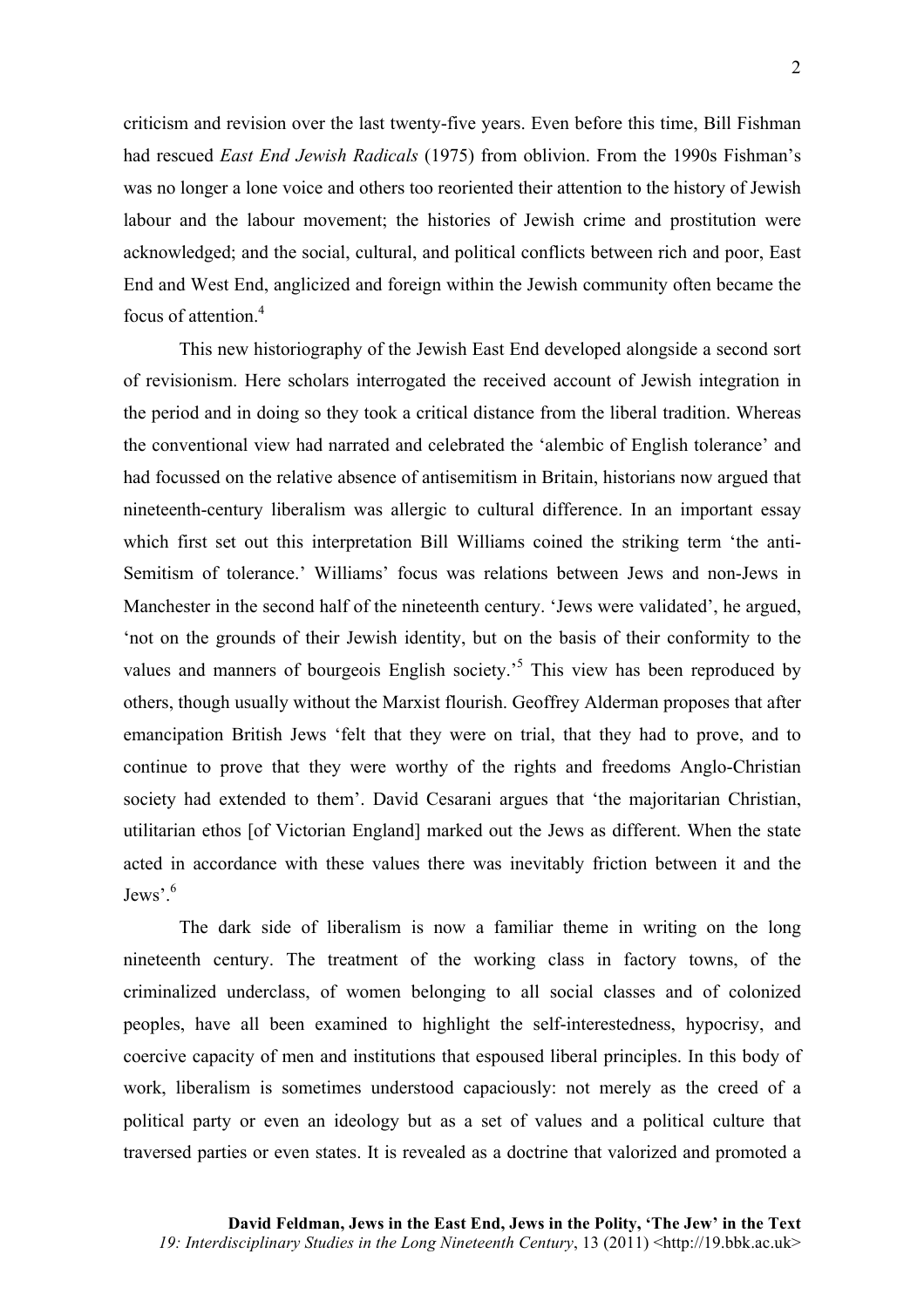criticism and revision over the last twenty-five years. Even before this time, Bill Fishman had rescued *East End Jewish Radicals* (1975) from oblivion. From the 1990s Fishman's was no longer a lone voice and others too reoriented their attention to the history of Jewish labour and the labour movement; the histories of Jewish crime and prostitution were acknowledged; and the social, cultural, and political conflicts between rich and poor, East End and West End, anglicized and foreign within the Jewish community often became the focus of attention.[4]

This new historiography of the Jewish East End developed alongside a second sort of revisionism. Here scholars interrogated the received account of Jewish integration in the period and in doing so they took a critical distance from the liberal tradition. Whereas the conventional view had narrated and celebrated the 'alembic of English tolerance' and had focussed on the relative absence of antisemitism in Britain, historians now argued that nineteenth-century liberalism was allergic to cultural difference. In an important essay which first set out this interpretation Bill Williams coined the striking term 'the anti-Semitism of tolerance.' Williams' focus was relations between Jews and non-Jews in Manchester in the second half of the nineteenth century. 'Jews were validated', he argued, 'not on the grounds of their Jewish identity, but on the basis of their conformity to the values and manners of bourgeois English society.'[5] This view has been reproduced by others, though usually without the Marxist flourish. Geoffrey Alderman proposes that after emancipation British Jews 'felt that they were on trial, that they had to prove, and to continue to prove that they were worthy of the rights and freedoms Anglo-Christian society had extended to them'. David Cesarani argues that 'the majoritarian Christian, utilitarian ethos [of Victorian England] marked out the Jews as different. When the state acted in accordance with these values there was inevitably friction between it and the Jews'.[6]

The dark side of liberalism is now a familiar theme in writing on the long nineteenth century. The treatment of the working class in factory towns, of the criminalized underclass, of women belonging to all social classes and of colonized peoples, have all been examined to highlight the self-interestedness, hypocrisy, and coercive capacity of men and institutions that espoused liberal principles. In this body of work, liberalism is sometimes understood capaciously: not merely as the creed of a political party or even an ideology but as a set of values and a political culture that traversed parties or even states. It is revealed as a doctrine that valorized and promoted a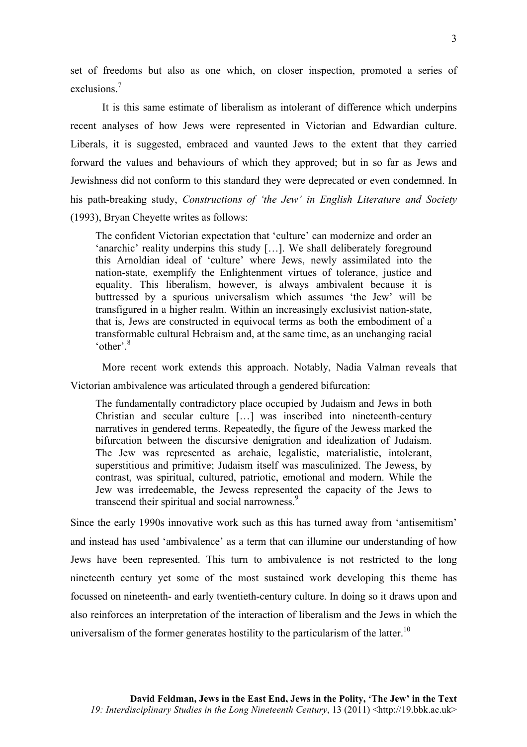set of freedoms but also as one which, on closer inspection, promoted a series of exclusions.[7]

It is this same estimate of liberalism as intolerant of difference which underpins recent analyses of how Jews were represented in Victorian and Edwardian culture. Liberals, it is suggested, embraced and vaunted Jews to the extent that they carried forward the values and behaviours of which they approved; but in so far as Jews and Jewishness did not conform to this standard they were deprecated or even condemned. In his path-breaking study, *Constructions of 'the Jew' in English Literature and Society* (1993), Bryan Cheyette writes as follows:

> The confident Victorian expectation that 'culture' can modernize and order an 'anarchic' reality underpins this study […]. We shall deliberately foreground this Arnoldian ideal of 'culture' where Jews, newly assimilated into the nation-state, exemplify the Enlightenment virtues of tolerance, justice and equality. This liberalism, however, is always ambivalent because it is buttressed by a spurious universalism which assumes 'the Jew' will be transfigured in a higher realm. Within an increasingly exclusivist nation-state, that is, Jews are constructed in equivocal terms as both the embodiment of a transformable cultural Hebraism and, at the same time, as an unchanging racial 'other'.[8]

More recent work extends this approach. Notably, Nadia Valman reveals that Victorian ambivalence was articulated through a gendered bifurcation:

> The fundamentally contradictory place occupied by Judaism and Jews in both Christian and secular culture […] was inscribed into nineteenth-century narratives in gendered terms. Repeatedly, the figure of the Jewess marked the bifurcation between the discursive denigration and idealization of Judaism. The Jew was represented as archaic, legalistic, materialistic, intolerant, superstitious and primitive; Judaism itself was masculinized. The Jewess, by contrast, was spiritual, cultured, patriotic, emotional and modern. While the Jew was irredeemable, the Jewess represented the capacity of the Jews to transcend their spiritual and social narrowness.[9]

Since the early 1990s innovative work such as this has turned away from 'antisemitism' and instead has used 'ambivalence' as a term that can illumine our understanding of how Jews have been represented. This turn to ambivalence is not restricted to the long nineteenth century yet some of the most sustained work developing this theme has focussed on nineteenth- and early twentieth-century culture. In doing so it draws upon and also reinforces an interpretation of the interaction of liberalism and the Jews in which the universalism of the former generates hostility to the particularism of the latter.[10]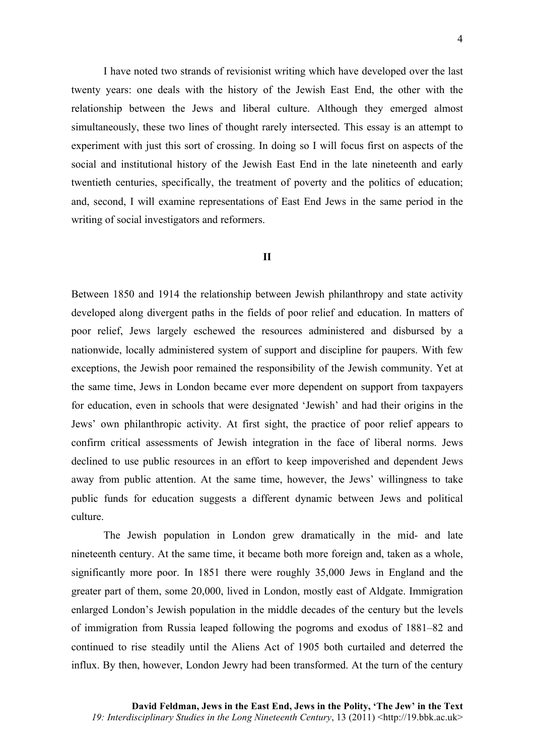I have noted two strands of revisionist writing which have developed over the last twenty years: one deals with the history of the Jewish East End, the other with the relationship between the Jews and liberal culture. Although they emerged almost simultaneously, these two lines of thought rarely intersected. This essay is an attempt to experiment with just this sort of crossing. In doing so I will focus first on aspects of the social and institutional history of the Jewish East End in the late nineteenth and early twentieth centuries, specifically, the treatment of poverty and the politics of education; and, second, I will examine representations of East End Jews in the same period in the writing of social investigators and reformers.

## II

Between 1850 and 1914 the relationship between Jewish philanthropy and state activity developed along divergent paths in the fields of poor relief and education. In matters of poor relief, Jews largely eschewed the resources administered and disbursed by a nationwide, locally administered system of support and discipline for paupers. With few exceptions, the Jewish poor remained the responsibility of the Jewish community. Yet at the same time, Jews in London became ever more dependent on support from taxpayers for education, even in schools that were designated 'Jewish' and had their origins in the Jews' own philanthropic activity. At first sight, the practice of poor relief appears to confirm critical assessments of Jewish integration in the face of liberal norms. Jews declined to use public resources in an effort to keep impoverished and dependent Jews away from public attention. At the same time, however, the Jews' willingness to take public funds for education suggests a different dynamic between Jews and political culture.

The Jewish population in London grew dramatically in the mid- and late nineteenth century. At the same time, it became both more foreign and, taken as a whole, significantly more poor. In 1851 there were roughly 35,000 Jews in England and the greater part of them, some 20,000, lived in London, mostly east of Aldgate. Immigration enlarged London's Jewish population in the middle decades of the century but the levels of immigration from Russia leaped following the pogroms and exodus of 1881–82 and continued to rise steadily until the Aliens Act of 1905 both curtailed and deterred the influx. By then, however, London Jewry had been transformed. At the turn of the century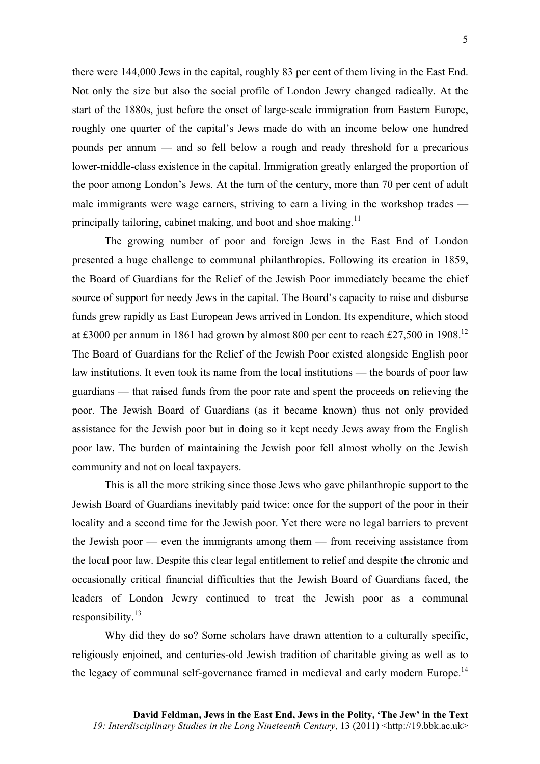there were 144,000 Jews in the capital, roughly 83 per cent of them living in the East End. Not only the size but also the social profile of London Jewry changed radically. At the start of the 1880s, just before the onset of large-scale immigration from Eastern Europe, roughly one quarter of the capital's Jews made do with an income below one hundred pounds per annum — and so fell below a rough and ready threshold for a precarious lower-middle-class existence in the capital. Immigration greatly enlarged the proportion of the poor among London's Jews. At the turn of the century, more than 70 per cent of adult male immigrants were wage earners, striving to earn a living in the workshop trades — principally tailoring, cabinet making, and boot and shoe making.[11]

The growing number of poor and foreign Jews in the East End of London presented a huge challenge to communal philanthropies. Following its creation in 1859, the Board of Guardians for the Relief of the Jewish Poor immediately became the chief source of support for needy Jews in the capital. The Board's capacity to raise and disburse funds grew rapidly as East European Jews arrived in London. Its expenditure, which stood at £3000 per annum in 1861 had grown by almost 800 per cent to reach £27,500 in 1908.[12] The Board of Guardians for the Relief of the Jewish Poor existed alongside English poor law institutions. It even took its name from the local institutions — the boards of poor law guardians — that raised funds from the poor rate and spent the proceeds on relieving the poor. The Jewish Board of Guardians (as it became known) thus not only provided assistance for the Jewish poor but in doing so it kept needy Jews away from the English poor law. The burden of maintaining the Jewish poor fell almost wholly on the Jewish community and not on local taxpayers.

This is all the more striking since those Jews who gave philanthropic support to the Jewish Board of Guardians inevitably paid twice: once for the support of the poor in their locality and a second time for the Jewish poor. Yet there were no legal barriers to prevent the Jewish poor — even the immigrants among them — from receiving assistance from the local poor law. Despite this clear legal entitlement to relief and despite the chronic and occasionally critical financial difficulties that the Jewish Board of Guardians faced, the leaders of London Jewry continued to treat the Jewish poor as a communal responsibility.[13]

Why did they do so? Some scholars have drawn attention to a culturally specific, religiously enjoined, and centuries-old Jewish tradition of charitable giving as well as to the legacy of communal self-governance framed in medieval and early modern Europe.[14]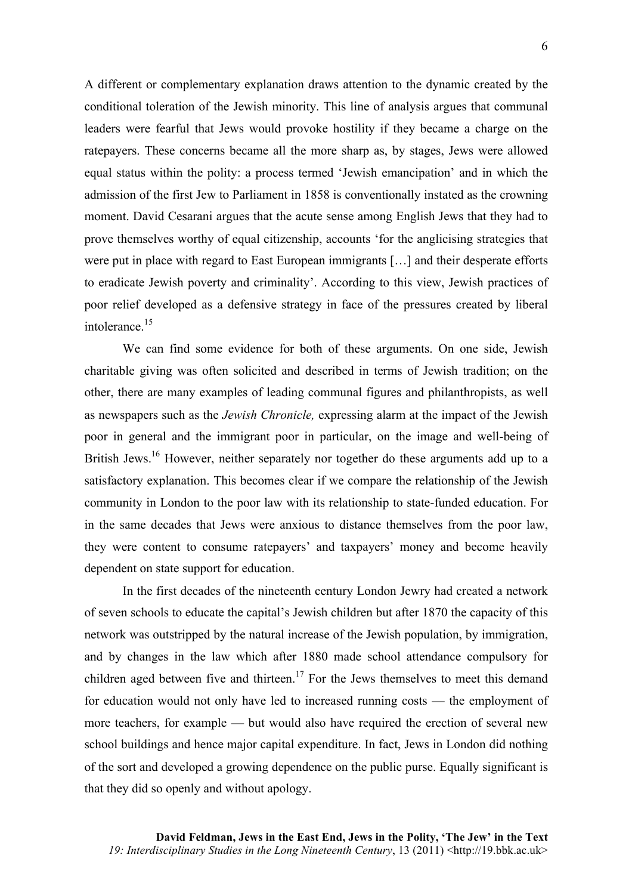A different or complementary explanation draws attention to the dynamic created by the conditional toleration of the Jewish minority. This line of analysis argues that communal leaders were fearful that Jews would provoke hostility if they became a charge on the ratepayers. These concerns became all the more sharp as, by stages, Jews were allowed equal status within the polity: a process termed 'Jewish emancipation' and in which the admission of the first Jew to Parliament in 1858 is conventionally instated as the crowning moment. David Cesarani argues that the acute sense among English Jews that they had to prove themselves worthy of equal citizenship, accounts 'for the anglicising strategies that were put in place with regard to East European immigrants […] and their desperate efforts to eradicate Jewish poverty and criminality'. According to this view, Jewish practices of poor relief developed as a defensive strategy in face of the pressures created by liberal intolerance.[15]

We can find some evidence for both of these arguments. On one side, Jewish charitable giving was often solicited and described in terms of Jewish tradition; on the other, there are many examples of leading communal figures and philanthropists, as well as newspapers such as the *Jewish Chronicle,* expressing alarm at the impact of the Jewish poor in general and the immigrant poor in particular, on the image and well-being of British Jews.[16] However, neither separately nor together do these arguments add up to a satisfactory explanation. This becomes clear if we compare the relationship of the Jewish community in London to the poor law with its relationship to state-funded education. For in the same decades that Jews were anxious to distance themselves from the poor law, they were content to consume ratepayers' and taxpayers' money and become heavily dependent on state support for education.

In the first decades of the nineteenth century London Jewry had created a network of seven schools to educate the capital's Jewish children but after 1870 the capacity of this network was outstripped by the natural increase of the Jewish population, by immigration, and by changes in the law which after 1880 made school attendance compulsory for children aged between five and thirteen.[17] For the Jews themselves to meet this demand for education would not only have led to increased running costs — the employment of more teachers, for example — but would also have required the erection of several new school buildings and hence major capital expenditure. In fact, Jews in London did nothing of the sort and developed a growing dependence on the public purse. Equally significant is that they did so openly and without apology.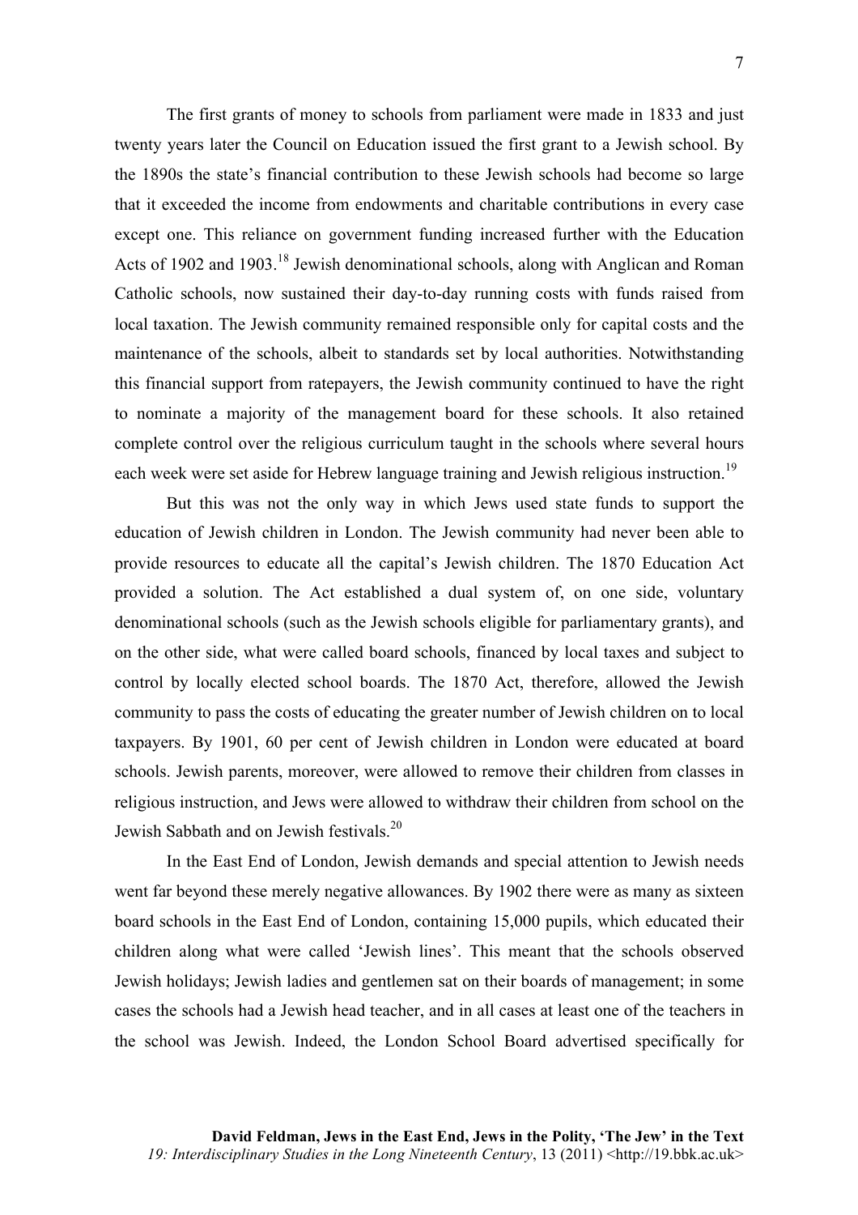The first grants of money to schools from parliament were made in 1833 and just twenty years later the Council on Education issued the first grant to a Jewish school. By the 1890s the state's financial contribution to these Jewish schools had become so large that it exceeded the income from endowments and charitable contributions in every case except one. This reliance on government funding increased further with the Education Acts of 1902 and 1903.[18] Jewish denominational schools, along with Anglican and Roman Catholic schools, now sustained their day-to-day running costs with funds raised from local taxation. The Jewish community remained responsible only for capital costs and the maintenance of the schools, albeit to standards set by local authorities. Notwithstanding this financial support from ratepayers, the Jewish community continued to have the right to nominate a majority of the management board for these schools. It also retained complete control over the religious curriculum taught in the schools where several hours each week were set aside for Hebrew language training and Jewish religious instruction.[19]

But this was not the only way in which Jews used state funds to support the education of Jewish children in London. The Jewish community had never been able to provide resources to educate all the capital's Jewish children. The 1870 Education Act provided a solution. The Act established a dual system of, on one side, voluntary denominational schools (such as the Jewish schools eligible for parliamentary grants), and on the other side, what were called board schools, financed by local taxes and subject to control by locally elected school boards. The 1870 Act, therefore, allowed the Jewish community to pass the costs of educating the greater number of Jewish children on to local taxpayers. By 1901, 60 per cent of Jewish children in London were educated at board schools. Jewish parents, moreover, were allowed to remove their children from classes in religious instruction, and Jews were allowed to withdraw their children from school on the Jewish Sabbath and on Jewish festivals.[20]

In the East End of London, Jewish demands and special attention to Jewish needs went far beyond these merely negative allowances. By 1902 there were as many as sixteen board schools in the East End of London, containing 15,000 pupils, which educated their children along what were called 'Jewish lines'. This meant that the schools observed Jewish holidays; Jewish ladies and gentlemen sat on their boards of management; in some cases the schools had a Jewish head teacher, and in all cases at least one of the teachers in the school was Jewish. Indeed, the London School Board advertised specifically for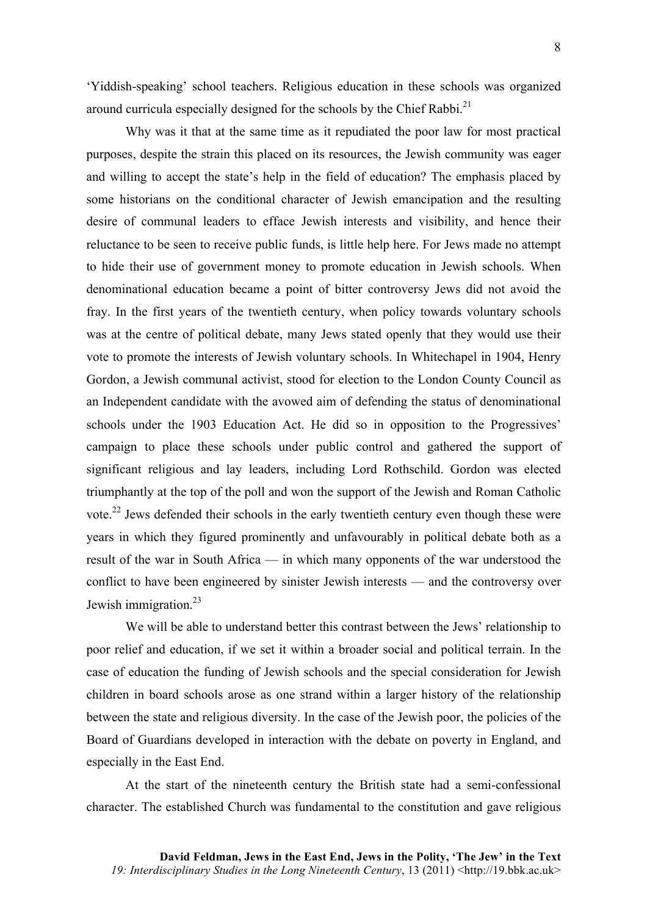'Yiddish-speaking' school teachers. Religious education in these schools was organized around curricula especially designed for the schools by the Chief Rabbi.[21]

Why was it that at the same time as it repudiated the poor law for most practical purposes, despite the strain this placed on its resources, the Jewish community was eager and willing to accept the state's help in the field of education? The emphasis placed by some historians on the conditional character of Jewish emancipation and the resulting desire of communal leaders to efface Jewish interests and visibility, and hence their reluctance to be seen to receive public funds, is little help here. For Jews made no attempt to hide their use of government money to promote education in Jewish schools. When denominational education became a point of bitter controversy Jews did not avoid the fray. In the first years of the twentieth century, when policy towards voluntary schools was at the centre of political debate, many Jews stated openly that they would use their vote to promote the interests of Jewish voluntary schools. In Whitechapel in 1904, Henry Gordon, a Jewish communal activist, stood for election to the London County Council as an Independent candidate with the avowed aim of defending the status of denominational schools under the 1903 Education Act. He did so in opposition to the Progressives' campaign to place these schools under public control and gathered the support of significant religious and lay leaders, including Lord Rothschild. Gordon was elected triumphantly at the top of the poll and won the support of the Jewish and Roman Catholic vote.[22] Jews defended their schools in the early twentieth century even though these were years in which they figured prominently and unfavourably in political debate both as a result of the war in South Africa — in which many opponents of the war understood the conflict to have been engineered by sinister Jewish interests — and the controversy over Jewish immigration.[23]

We will be able to understand better this contrast between the Jews' relationship to poor relief and education, if we set it within a broader social and political terrain. In the case of education the funding of Jewish schools and the special consideration for Jewish children in board schools arose as one strand within a larger history of the relationship between the state and religious diversity. In the case of the Jewish poor, the policies of the Board of Guardians developed in interaction with the debate on poverty in England, and especially in the East End.

At the start of the nineteenth century the British state had a semi-confessional character. The established Church was fundamental to the constitution and gave religious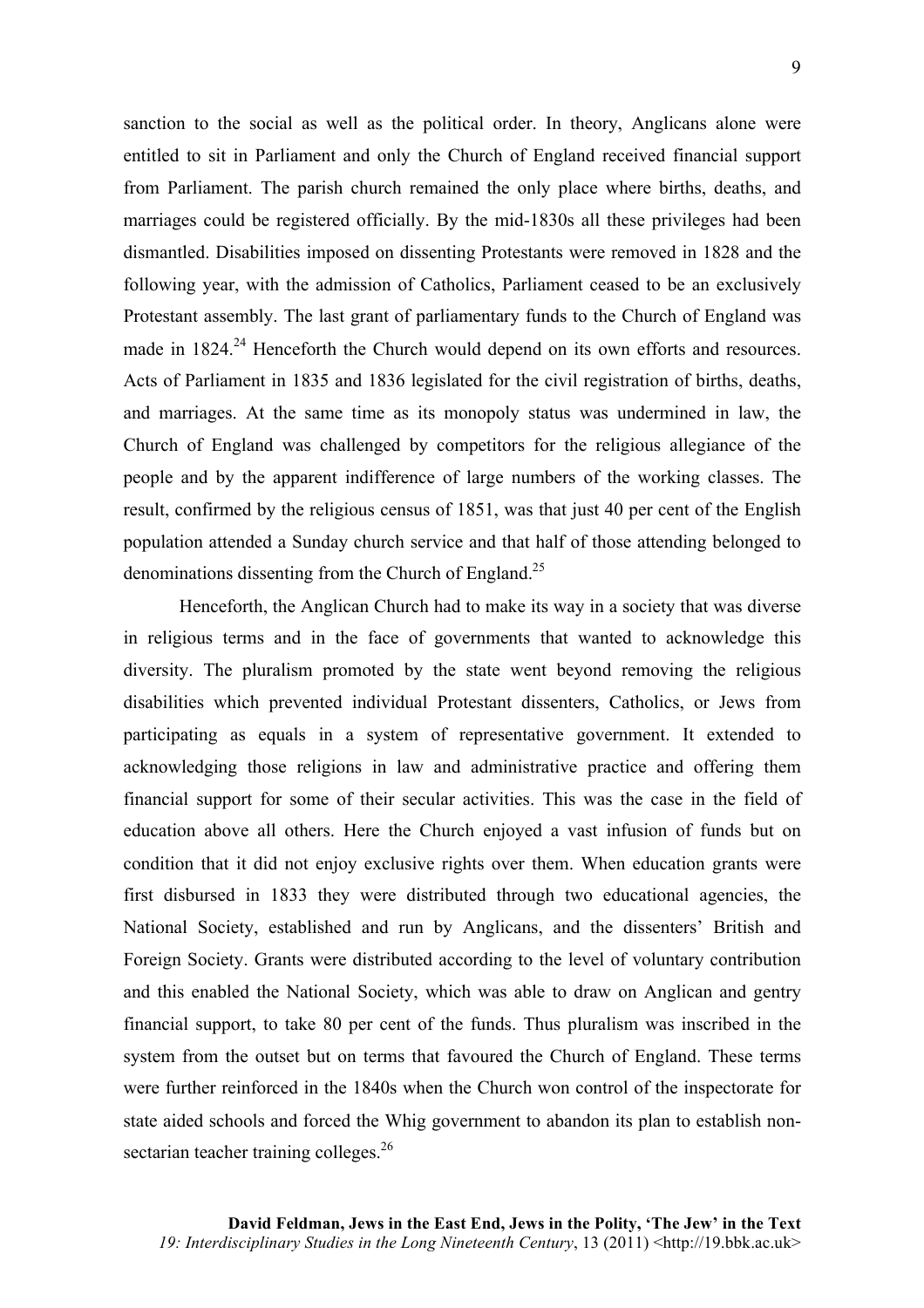sanction to the social as well as the political order. In theory, Anglicans alone were entitled to sit in Parliament and only the Church of England received financial support from Parliament. The parish church remained the only place where births, deaths, and marriages could be registered officially. By the mid-1830s all these privileges had been dismantled. Disabilities imposed on dissenting Protestants were removed in 1828 and the following year, with the admission of Catholics, Parliament ceased to be an exclusively Protestant assembly. The last grant of parliamentary funds to the Church of England was made in 1824.[24] Henceforth the Church would depend on its own efforts and resources. Acts of Parliament in 1835 and 1836 legislated for the civil registration of births, deaths, and marriages. At the same time as its monopoly status was undermined in law, the Church of England was challenged by competitors for the religious allegiance of the people and by the apparent indifference of large numbers of the working classes. The result, confirmed by the religious census of 1851, was that just 40 per cent of the English population attended a Sunday church service and that half of those attending belonged to denominations dissenting from the Church of England.[25]

Henceforth, the Anglican Church had to make its way in a society that was diverse in religious terms and in the face of governments that wanted to acknowledge this diversity. The pluralism promoted by the state went beyond removing the religious disabilities which prevented individual Protestant dissenters, Catholics, or Jews from participating as equals in a system of representative government. It extended to acknowledging those religions in law and administrative practice and offering them financial support for some of their secular activities. This was the case in the field of education above all others. Here the Church enjoyed a vast infusion of funds but on condition that it did not enjoy exclusive rights over them. When education grants were first disbursed in 1833 they were distributed through two educational agencies, the National Society, established and run by Anglicans, and the dissenters' British and Foreign Society. Grants were distributed according to the level of voluntary contribution and this enabled the National Society, which was able to draw on Anglican and gentry financial support, to take 80 per cent of the funds. Thus pluralism was inscribed in the system from the outset but on terms that favoured the Church of England. These terms were further reinforced in the 1840s when the Church won control of the inspectorate for state aided schools and forced the Whig government to abandon its plan to establish non-sectarian teacher training colleges.[26]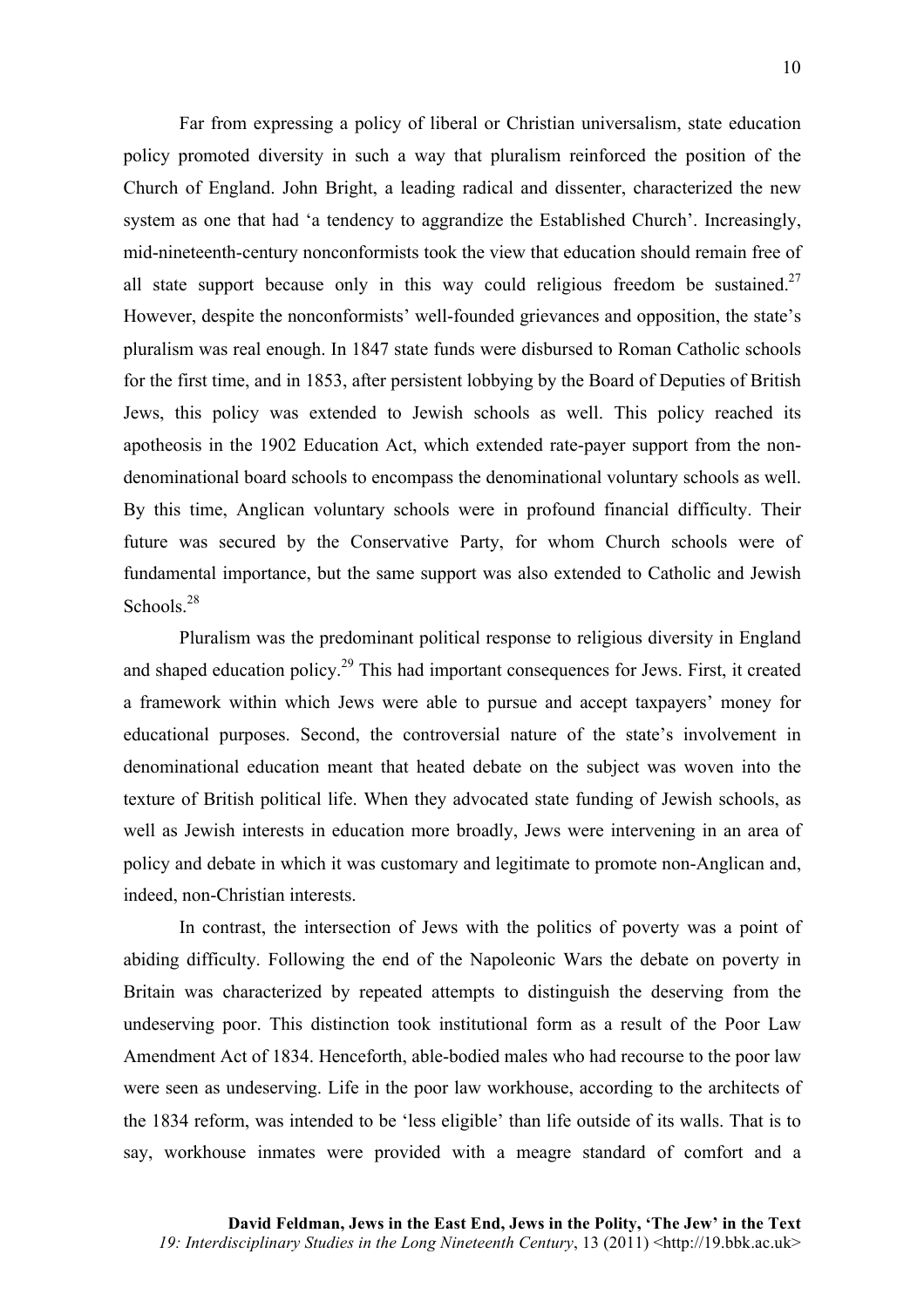Far from expressing a policy of liberal or Christian universalism, state education policy promoted diversity in such a way that pluralism reinforced the position of the Church of England. John Bright, a leading radical and dissenter, characterized the new system as one that had 'a tendency to aggrandize the Established Church'. Increasingly, mid-nineteenth-century nonconformists took the view that education should remain free of all state support because only in this way could religious freedom be sustained.[27] However, despite the nonconformists' well-founded grievances and opposition, the state's pluralism was real enough. In 1847 state funds were disbursed to Roman Catholic schools for the first time, and in 1853, after persistent lobbying by the Board of Deputies of British Jews, this policy was extended to Jewish schools as well. This policy reached its apotheosis in the 1902 Education Act, which extended rate-payer support from the non-denominational board schools to encompass the denominational voluntary schools as well. By this time, Anglican voluntary schools were in profound financial difficulty. Their future was secured by the Conservative Party, for whom Church schools were of fundamental importance, but the same support was also extended to Catholic and Jewish Schools.[28]

Pluralism was the predominant political response to religious diversity in England and shaped education policy.[29] This had important consequences for Jews. First, it created a framework within which Jews were able to pursue and accept taxpayers' money for educational purposes. Second, the controversial nature of the state's involvement in denominational education meant that heated debate on the subject was woven into the texture of British political life. When they advocated state funding of Jewish schools, as well as Jewish interests in education more broadly, Jews were intervening in an area of policy and debate in which it was customary and legitimate to promote non-Anglican and, indeed, non-Christian interests.

In contrast, the intersection of Jews with the politics of poverty was a point of abiding difficulty. Following the end of the Napoleonic Wars the debate on poverty in Britain was characterized by repeated attempts to distinguish the deserving from the undeserving poor. This distinction took institutional form as a result of the Poor Law Amendment Act of 1834. Henceforth, able-bodied males who had recourse to the poor law were seen as undeserving. Life in the poor law workhouse, according to the architects of the 1834 reform, was intended to be 'less eligible' than life outside of its walls. That is to say, workhouse inmates were provided with a meagre standard of comfort and a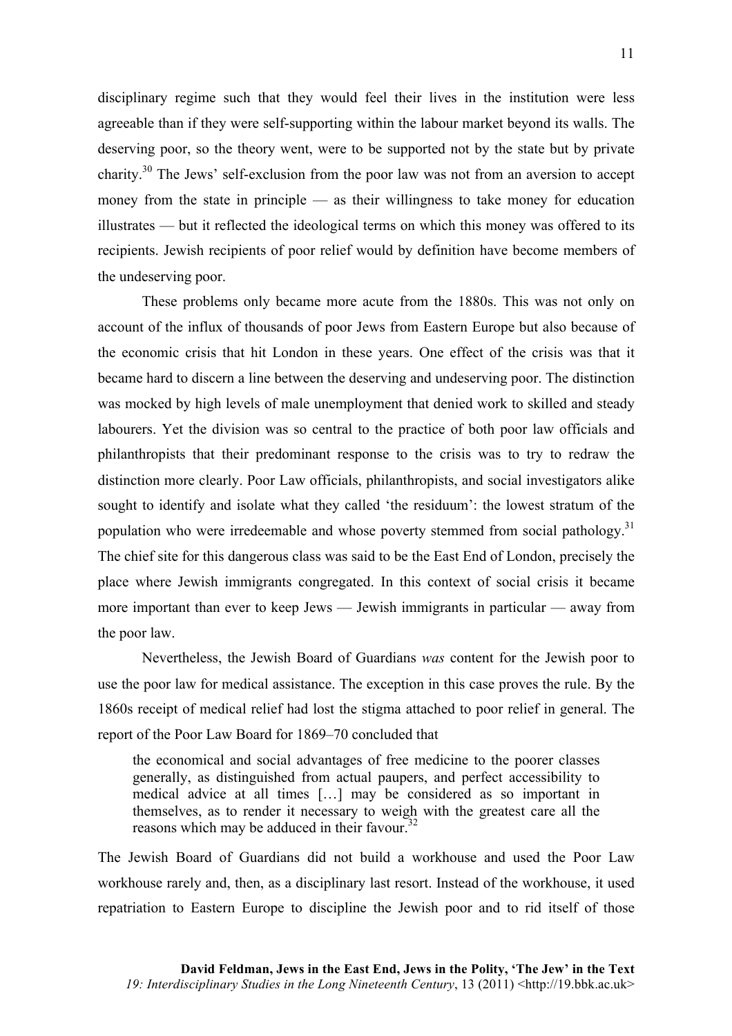disciplinary regime such that they would feel their lives in the institution were less agreeable than if they were self-supporting within the labour market beyond its walls. The deserving poor, so the theory went, were to be supported not by the state but by private charity.[30] The Jews' self-exclusion from the poor law was not from an aversion to accept money from the state in principle — as their willingness to take money for education illustrates — but it reflected the ideological terms on which this money was offered to its recipients. Jewish recipients of poor relief would by definition have become members of the undeserving poor.

These problems only became more acute from the 1880s. This was not only on account of the influx of thousands of poor Jews from Eastern Europe but also because of the economic crisis that hit London in these years. One effect of the crisis was that it became hard to discern a line between the deserving and undeserving poor. The distinction was mocked by high levels of male unemployment that denied work to skilled and steady labourers. Yet the division was so central to the practice of both poor law officials and philanthropists that their predominant response to the crisis was to try to redraw the distinction more clearly. Poor Law officials, philanthropists, and social investigators alike sought to identify and isolate what they called 'the residuum': the lowest stratum of the population who were irredeemable and whose poverty stemmed from social pathology.[31] The chief site for this dangerous class was said to be the East End of London, precisely the place where Jewish immigrants congregated. In this context of social crisis it became more important than ever to keep Jews — Jewish immigrants in particular — away from the poor law.

Nevertheless, the Jewish Board of Guardians *was* content for the Jewish poor to use the poor law for medical assistance. The exception in this case proves the rule. By the 1860s receipt of medical relief had lost the stigma attached to poor relief in general. The report of the Poor Law Board for 1869–70 concluded that

> the economical and social advantages of free medicine to the poorer classes generally, as distinguished from actual paupers, and perfect accessibility to medical advice at all times […] may be considered as so important in themselves, as to render it necessary to weigh with the greatest care all the reasons which may be adduced in their favour.[32]

The Jewish Board of Guardians did not build a workhouse and used the Poor Law workhouse rarely and, then, as a disciplinary last resort. Instead of the workhouse, it used repatriation to Eastern Europe to discipline the Jewish poor and to rid itself of those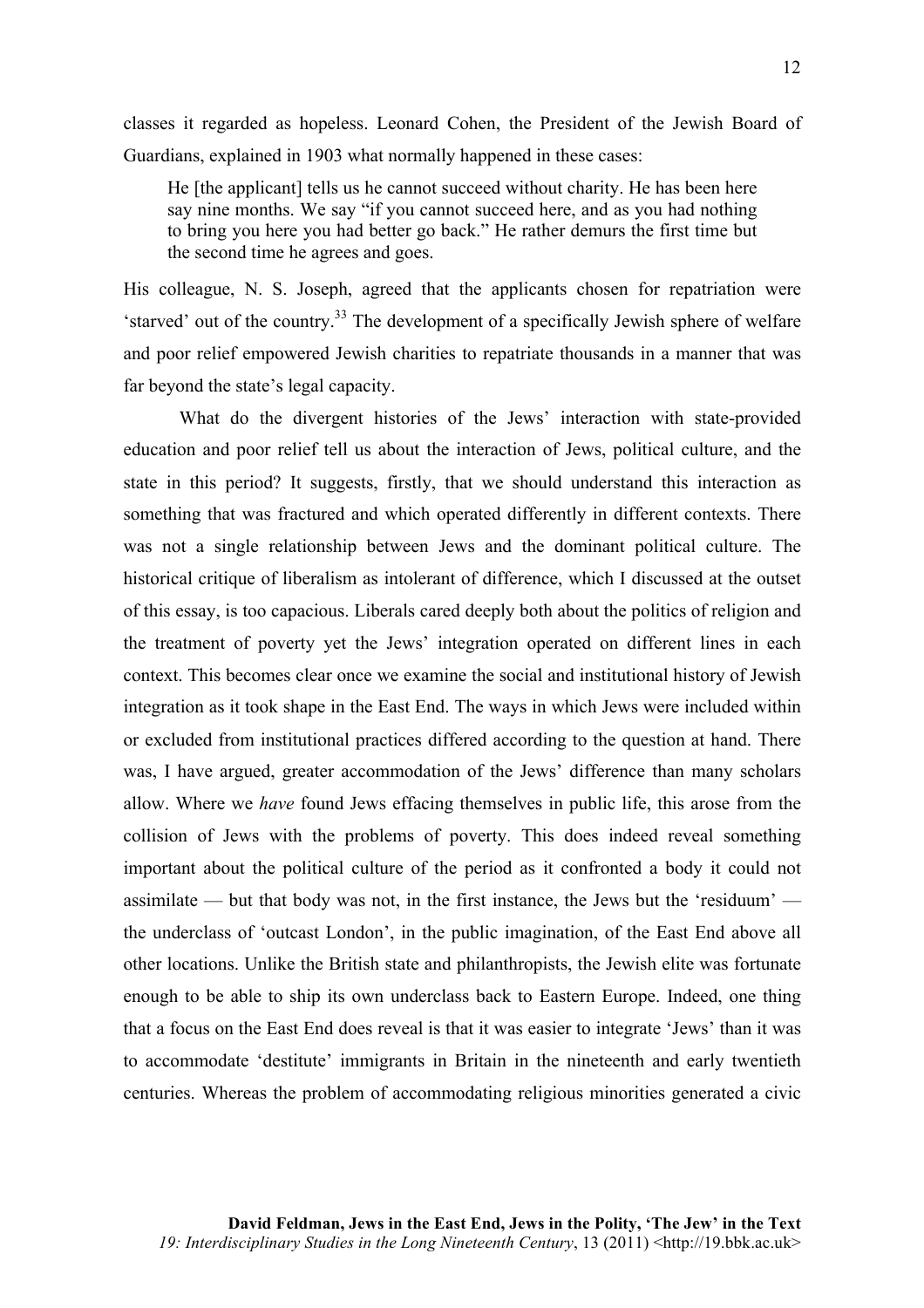classes it regarded as hopeless. Leonard Cohen, the President of the Jewish Board of Guardians, explained in 1903 what normally happened in these cases:

> He [the applicant] tells us he cannot succeed without charity. He has been here say nine months. We say "if you cannot succeed here, and as you had nothing to bring you here you had better go back." He rather demurs the first time but the second time he agrees and goes.

His colleague, N. S. Joseph, agreed that the applicants chosen for repatriation were 'starved' out of the country.[33] The development of a specifically Jewish sphere of welfare and poor relief empowered Jewish charities to repatriate thousands in a manner that was far beyond the state's legal capacity.

What do the divergent histories of the Jews' interaction with state-provided education and poor relief tell us about the interaction of Jews, political culture, and the state in this period? It suggests, firstly, that we should understand this interaction as something that was fractured and which operated differently in different contexts. There was not a single relationship between Jews and the dominant political culture. The historical critique of liberalism as intolerant of difference, which I discussed at the outset of this essay, is too capacious. Liberals cared deeply both about the politics of religion and the treatment of poverty yet the Jews' integration operated on different lines in each context. This becomes clear once we examine the social and institutional history of Jewish integration as it took shape in the East End. The ways in which Jews were included within or excluded from institutional practices differed according to the question at hand. There was, I have argued, greater accommodation of the Jews' difference than many scholars allow. Where we *have* found Jews effacing themselves in public life, this arose from the collision of Jews with the problems of poverty. This does indeed reveal something important about the political culture of the period as it confronted a body it could not assimilate — but that body was not, in the first instance, the Jews but the 'residuum' — the underclass of 'outcast London', in the public imagination, of the East End above all other locations. Unlike the British state and philanthropists, the Jewish elite was fortunate enough to be able to ship its own underclass back to Eastern Europe. Indeed, one thing that a focus on the East End does reveal is that it was easier to integrate 'Jews' than it was to accommodate 'destitute' immigrants in Britain in the nineteenth and early twentieth centuries. Whereas the problem of accommodating religious minorities generated a civic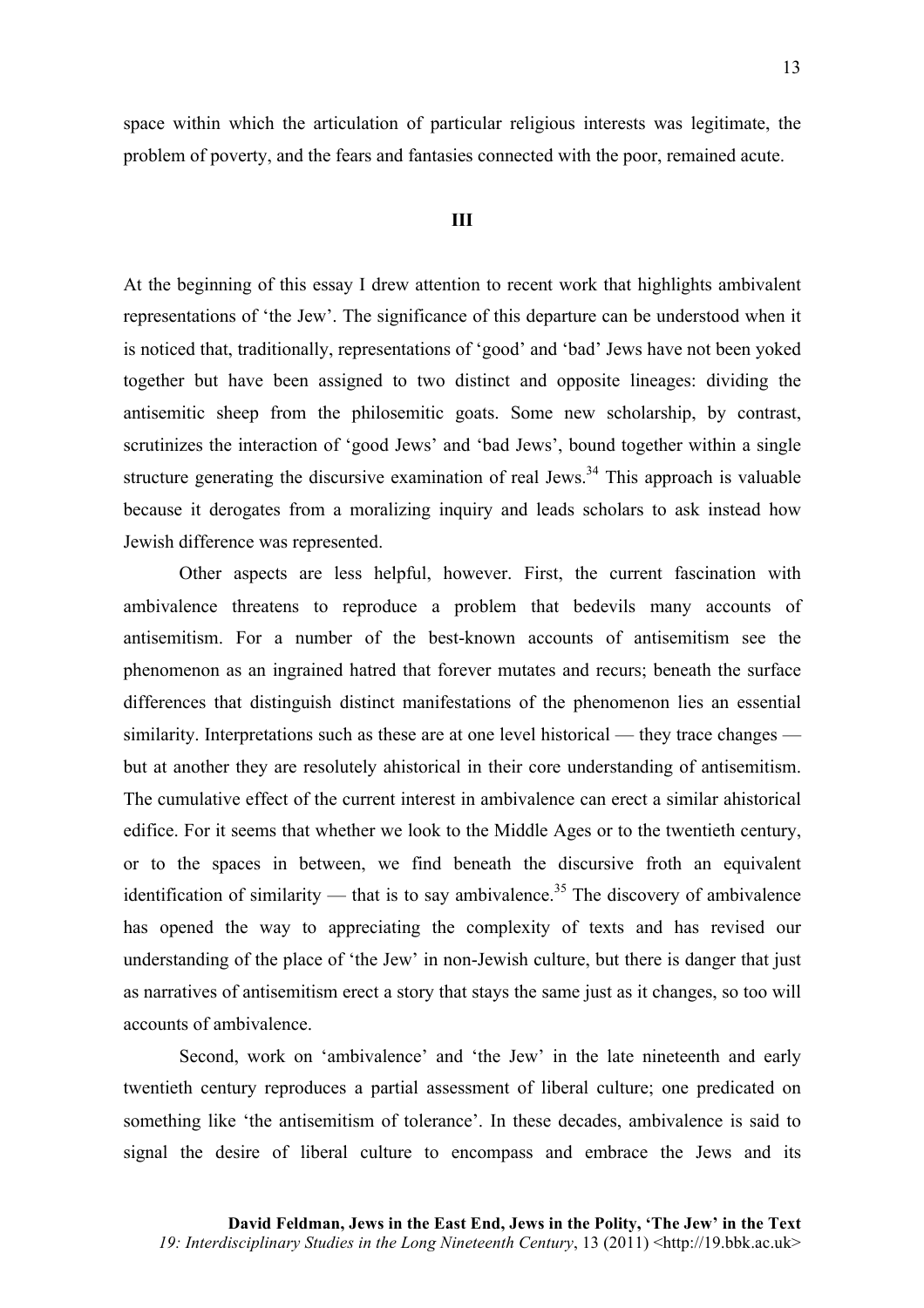space within which the articulation of particular religious interests was legitimate, the problem of poverty, and the fears and fantasies connected with the poor, remained acute.

## III

At the beginning of this essay I drew attention to recent work that highlights ambivalent representations of 'the Jew'. The significance of this departure can be understood when it is noticed that, traditionally, representations of 'good' and 'bad' Jews have not been yoked together but have been assigned to two distinct and opposite lineages: dividing the antisemitic sheep from the philosemitic goats. Some new scholarship, by contrast, scrutinizes the interaction of 'good Jews' and 'bad Jews', bound together within a single structure generating the discursive examination of real Jews.[34] This approach is valuable because it derogates from a moralizing inquiry and leads scholars to ask instead how Jewish difference was represented.

Other aspects are less helpful, however. First, the current fascination with ambivalence threatens to reproduce a problem that bedevils many accounts of antisemitism. For a number of the best-known accounts of antisemitism see the phenomenon as an ingrained hatred that forever mutates and recurs; beneath the surface differences that distinguish distinct manifestations of the phenomenon lies an essential similarity. Interpretations such as these are at one level historical — they trace changes — but at another they are resolutely ahistorical in their core understanding of antisemitism. The cumulative effect of the current interest in ambivalence can erect a similar ahistorical edifice. For it seems that whether we look to the Middle Ages or to the twentieth century, or to the spaces in between, we find beneath the discursive froth an equivalent identification of similarity — that is to say ambivalence.[35] The discovery of ambivalence has opened the way to appreciating the complexity of texts and has revised our understanding of the place of 'the Jew' in non-Jewish culture, but there is danger that just as narratives of antisemitism erect a story that stays the same just as it changes, so too will accounts of ambivalence.

Second, work on 'ambivalence' and 'the Jew' in the late nineteenth and early twentieth century reproduces a partial assessment of liberal culture; one predicated on something like 'the antisemitism of tolerance'. In these decades, ambivalence is said to signal the desire of liberal culture to encompass and embrace the Jews and its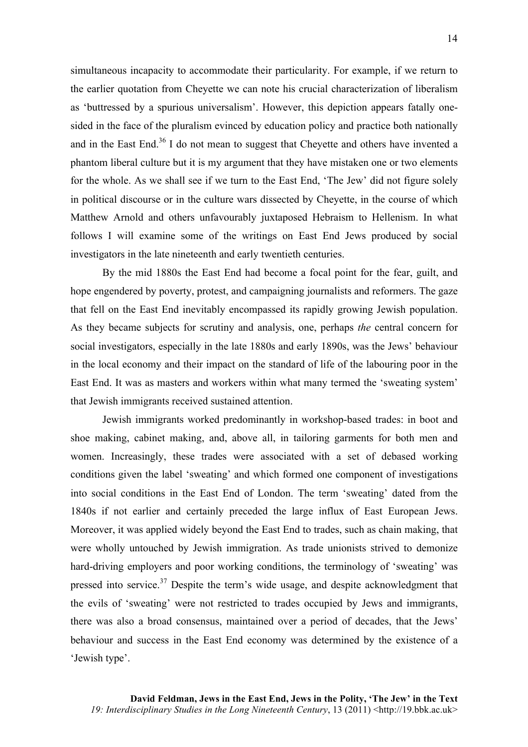simultaneous incapacity to accommodate their particularity. For example, if we return to the earlier quotation from Cheyette we can note his crucial characterization of liberalism as 'buttressed by a spurious universalism'. However, this depiction appears fatally one-sided in the face of the pluralism evinced by education policy and practice both nationally and in the East End.[36] I do not mean to suggest that Cheyette and others have invented a phantom liberal culture but it is my argument that they have mistaken one or two elements for the whole. As we shall see if we turn to the East End, 'The Jew' did not figure solely in political discourse or in the culture wars dissected by Cheyette, in the course of which Matthew Arnold and others unfavourably juxtaposed Hebraism to Hellenism. In what follows I will examine some of the writings on East End Jews produced by social investigators in the late nineteenth and early twentieth centuries.

By the mid 1880s the East End had become a focal point for the fear, guilt, and hope engendered by poverty, protest, and campaigning journalists and reformers. The gaze that fell on the East End inevitably encompassed its rapidly growing Jewish population. As they became subjects for scrutiny and analysis, one, perhaps *the* central concern for social investigators, especially in the late 1880s and early 1890s, was the Jews' behaviour in the local economy and their impact on the standard of life of the labouring poor in the East End. It was as masters and workers within what many termed the 'sweating system' that Jewish immigrants received sustained attention.

Jewish immigrants worked predominantly in workshop-based trades: in boot and shoe making, cabinet making, and, above all, in tailoring garments for both men and women. Increasingly, these trades were associated with a set of debased working conditions given the label 'sweating' and which formed one component of investigations into social conditions in the East End of London. The term 'sweating' dated from the 1840s if not earlier and certainly preceded the large influx of East European Jews. Moreover, it was applied widely beyond the East End to trades, such as chain making, that were wholly untouched by Jewish immigration. As trade unionists strived to demonize hard-driving employers and poor working conditions, the terminology of 'sweating' was pressed into service.[37] Despite the term's wide usage, and despite acknowledgment that the evils of 'sweating' were not restricted to trades occupied by Jews and immigrants, there was also a broad consensus, maintained over a period of decades, that the Jews' behaviour and success in the East End economy was determined by the existence of a 'Jewish type'.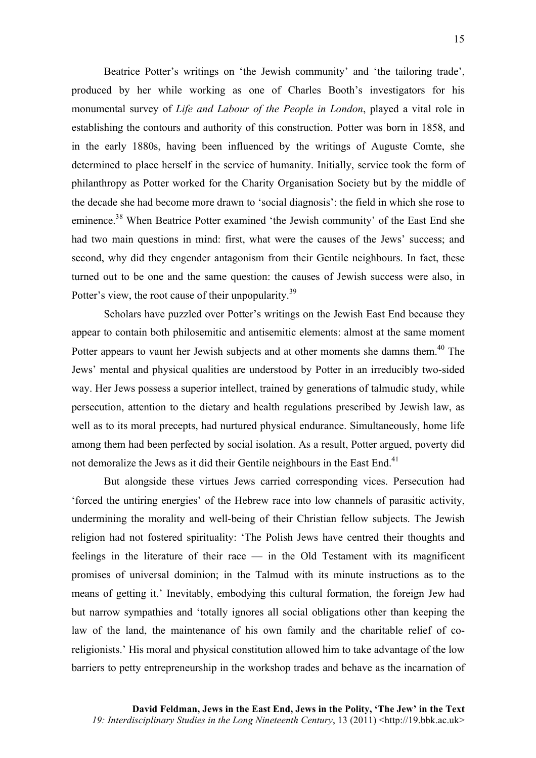Beatrice Potter's writings on 'the Jewish community' and 'the tailoring trade', produced by her while working as one of Charles Booth's investigators for his monumental survey of *Life and Labour of the People in London*, played a vital role in establishing the contours and authority of this construction. Potter was born in 1858, and in the early 1880s, having been influenced by the writings of Auguste Comte, she determined to place herself in the service of humanity. Initially, service took the form of philanthropy as Potter worked for the Charity Organisation Society but by the middle of the decade she had become more drawn to 'social diagnosis': the field in which she rose to eminence.[38] When Beatrice Potter examined 'the Jewish community' of the East End she had two main questions in mind: first, what were the causes of the Jews' success; and second, why did they engender antagonism from their Gentile neighbours. In fact, these turned out to be one and the same question: the causes of Jewish success were also, in Potter's view, the root cause of their unpopularity.[39]

Scholars have puzzled over Potter's writings on the Jewish East End because they appear to contain both philosemitic and antisemitic elements: almost at the same moment Potter appears to vaunt her Jewish subjects and at other moments she damns them.[40] The Jews' mental and physical qualities are understood by Potter in an irreducibly two-sided way. Her Jews possess a superior intellect, trained by generations of talmudic study, while persecution, attention to the dietary and health regulations prescribed by Jewish law, as well as to its moral precepts, had nurtured physical endurance. Simultaneously, home life among them had been perfected by social isolation. As a result, Potter argued, poverty did not demoralize the Jews as it did their Gentile neighbours in the East End.[41]

But alongside these virtues Jews carried corresponding vices. Persecution had 'forced the untiring energies' of the Hebrew race into low channels of parasitic activity, undermining the morality and well-being of their Christian fellow subjects. The Jewish religion had not fostered spirituality: 'The Polish Jews have centred their thoughts and feelings in the literature of their race — in the Old Testament with its magnificent promises of universal dominion; in the Talmud with its minute instructions as to the means of getting it.' Inevitably, embodying this cultural formation, the foreign Jew had but narrow sympathies and 'totally ignores all social obligations other than keeping the law of the land, the maintenance of his own family and the charitable relief of co-religionists.' His moral and physical constitution allowed him to take advantage of the low barriers to petty entrepreneurship in the workshop trades and behave as the incarnation of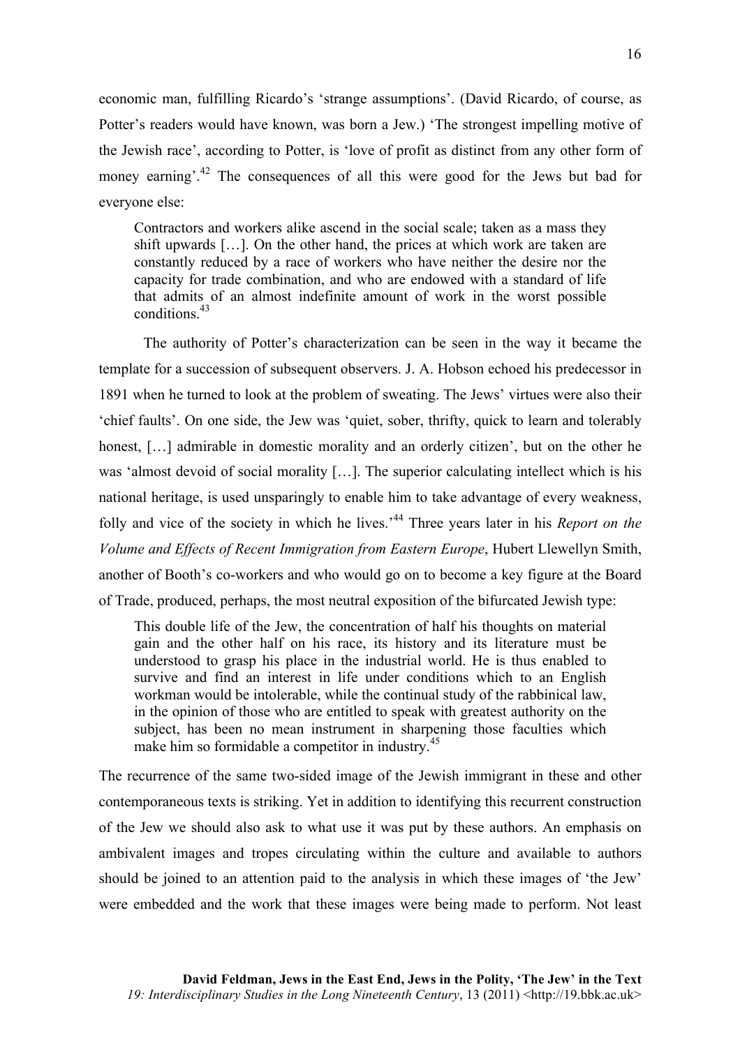economic man, fulfilling Ricardo's 'strange assumptions'. (David Ricardo, of course, as Potter's readers would have known, was born a Jew.) 'The strongest impelling motive of the Jewish race', according to Potter, is 'love of profit as distinct from any other form of money earning'.[42] The consequences of all this were good for the Jews but bad for everyone else:

> Contractors and workers alike ascend in the social scale; taken as a mass they shift upwards […]. On the other hand, the prices at which work are taken are constantly reduced by a race of workers who have neither the desire nor the capacity for trade combination, and who are endowed with a standard of life that admits of an almost indefinite amount of work in the worst possible conditions.[43]

The authority of Potter's characterization can be seen in the way it became the template for a succession of subsequent observers. J. A. Hobson echoed his predecessor in 1891 when he turned to look at the problem of sweating. The Jews' virtues were also their 'chief faults'. On one side, the Jew was 'quiet, sober, thrifty, quick to learn and tolerably honest, […] admirable in domestic morality and an orderly citizen', but on the other he was 'almost devoid of social morality […]. The superior calculating intellect which is his national heritage, is used unsparingly to enable him to take advantage of every weakness, folly and vice of the society in which he lives.'[44] Three years later in his *Report on the Volume and Effects of Recent Immigration from Eastern Europe*, Hubert Llewellyn Smith, another of Booth's co-workers and who would go on to become a key figure at the Board of Trade, produced, perhaps, the most neutral exposition of the bifurcated Jewish type:

> This double life of the Jew, the concentration of half his thoughts on material gain and the other half on his race, its history and its literature must be understood to grasp his place in the industrial world. He is thus enabled to survive and find an interest in life under conditions which to an English workman would be intolerable, while the continual study of the rabbinical law, in the opinion of those who are entitled to speak with greatest authority on the subject, has been no mean instrument in sharpening those faculties which make him so formidable a competitor in industry.[45]

The recurrence of the same two-sided image of the Jewish immigrant in these and other contemporaneous texts is striking. Yet in addition to identifying this recurrent construction of the Jew we should also ask to what use it was put by these authors. An emphasis on ambivalent images and tropes circulating within the culture and available to authors should be joined to an attention paid to the analysis in which these images of 'the Jew' were embedded and the work that these images were being made to perform. Not least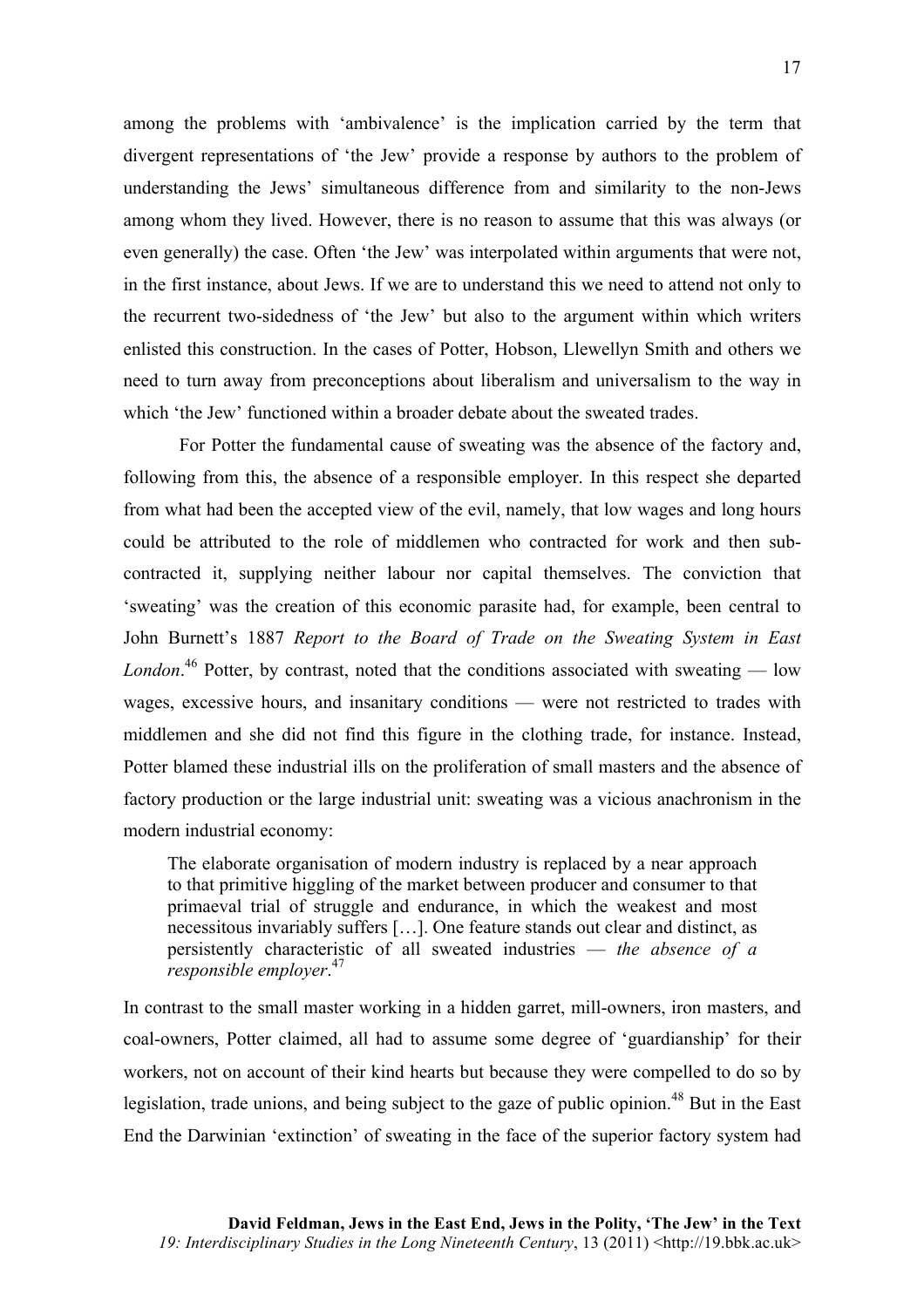among the problems with 'ambivalence' is the implication carried by the term that divergent representations of 'the Jew' provide a response by authors to the problem of understanding the Jews' simultaneous difference from and similarity to the non-Jews among whom they lived. However, there is no reason to assume that this was always (or even generally) the case. Often 'the Jew' was interpolated within arguments that were not, in the first instance, about Jews. If we are to understand this we need to attend not only to the recurrent two-sidedness of 'the Jew' but also to the argument within which writers enlisted this construction. In the cases of Potter, Hobson, Llewellyn Smith and others we need to turn away from preconceptions about liberalism and universalism to the way in which 'the Jew' functioned within a broader debate about the sweated trades.

For Potter the fundamental cause of sweating was the absence of the factory and, following from this, the absence of a responsible employer. In this respect she departed from what had been the accepted view of the evil, namely, that low wages and long hours could be attributed to the role of middlemen who contracted for work and then sub-contracted it, supplying neither labour nor capital themselves. The conviction that 'sweating' was the creation of this economic parasite had, for example, been central to John Burnett's 1887 *Report to the Board of Trade on the Sweating System in East London*.[46] Potter, by contrast, noted that the conditions associated with sweating — low wages, excessive hours, and insanitary conditions — were not restricted to trades with middlemen and she did not find this figure in the clothing trade, for instance. Instead, Potter blamed these industrial ills on the proliferation of small masters and the absence of factory production or the large industrial unit: sweating was a vicious anachronism in the modern industrial economy:

> The elaborate organisation of modern industry is replaced by a near approach to that primitive higgling of the market between producer and consumer to that primaeval trial of struggle and endurance, in which the weakest and most necessitous invariably suffers […]. One feature stands out clear and distinct, as persistently characteristic of all sweated industries — *the absence of a responsible employer*.[47]

In contrast to the small master working in a hidden garret, mill-owners, iron masters, and coal-owners, Potter claimed, all had to assume some degree of 'guardianship' for their workers, not on account of their kind hearts but because they were compelled to do so by legislation, trade unions, and being subject to the gaze of public opinion.[48] But in the East End the Darwinian 'extinction' of sweating in the face of the superior factory system had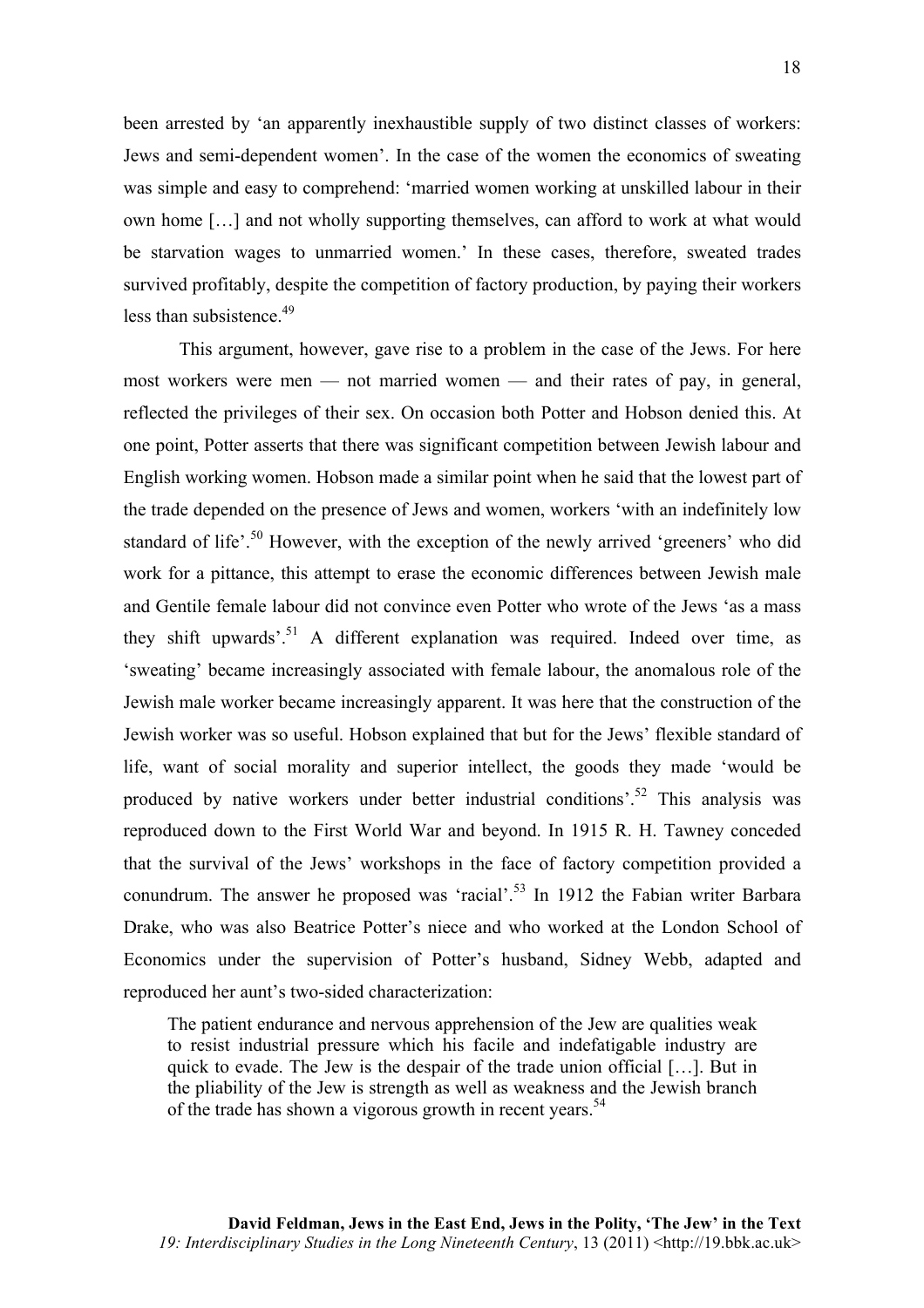been arrested by 'an apparently inexhaustible supply of two distinct classes of workers: Jews and semi-dependent women'. In the case of the women the economics of sweating was simple and easy to comprehend: 'married women working at unskilled labour in their own home […] and not wholly supporting themselves, can afford to work at what would be starvation wages to unmarried women.' In these cases, therefore, sweated trades survived profitably, despite the competition of factory production, by paying their workers less than subsistence.[49]

This argument, however, gave rise to a problem in the case of the Jews. For here most workers were men — not married women — and their rates of pay, in general, reflected the privileges of their sex. On occasion both Potter and Hobson denied this. At one point, Potter asserts that there was significant competition between Jewish labour and English working women. Hobson made a similar point when he said that the lowest part of the trade depended on the presence of Jews and women, workers 'with an indefinitely low standard of life'.[50] However, with the exception of the newly arrived 'greeners' who did work for a pittance, this attempt to erase the economic differences between Jewish male and Gentile female labour did not convince even Potter who wrote of the Jews 'as a mass they shift upwards'.[51] A different explanation was required. Indeed over time, as 'sweating' became increasingly associated with female labour, the anomalous role of the Jewish male worker became increasingly apparent. It was here that the construction of the Jewish worker was so useful. Hobson explained that but for the Jews' flexible standard of life, want of social morality and superior intellect, the goods they made 'would be produced by native workers under better industrial conditions'.[52] This analysis was reproduced down to the First World War and beyond. In 1915 R. H. Tawney conceded that the survival of the Jews' workshops in the face of factory competition provided a conundrum. The answer he proposed was 'racial'.[53] In 1912 the Fabian writer Barbara Drake, who was also Beatrice Potter's niece and who worked at the London School of Economics under the supervision of Potter's husband, Sidney Webb, adapted and reproduced her aunt's two-sided characterization:

> The patient endurance and nervous apprehension of the Jew are qualities weak to resist industrial pressure which his facile and indefatigable industry are quick to evade. The Jew is the despair of the trade union official […]. But in the pliability of the Jew is strength as well as weakness and the Jewish branch of the trade has shown a vigorous growth in recent years.[54]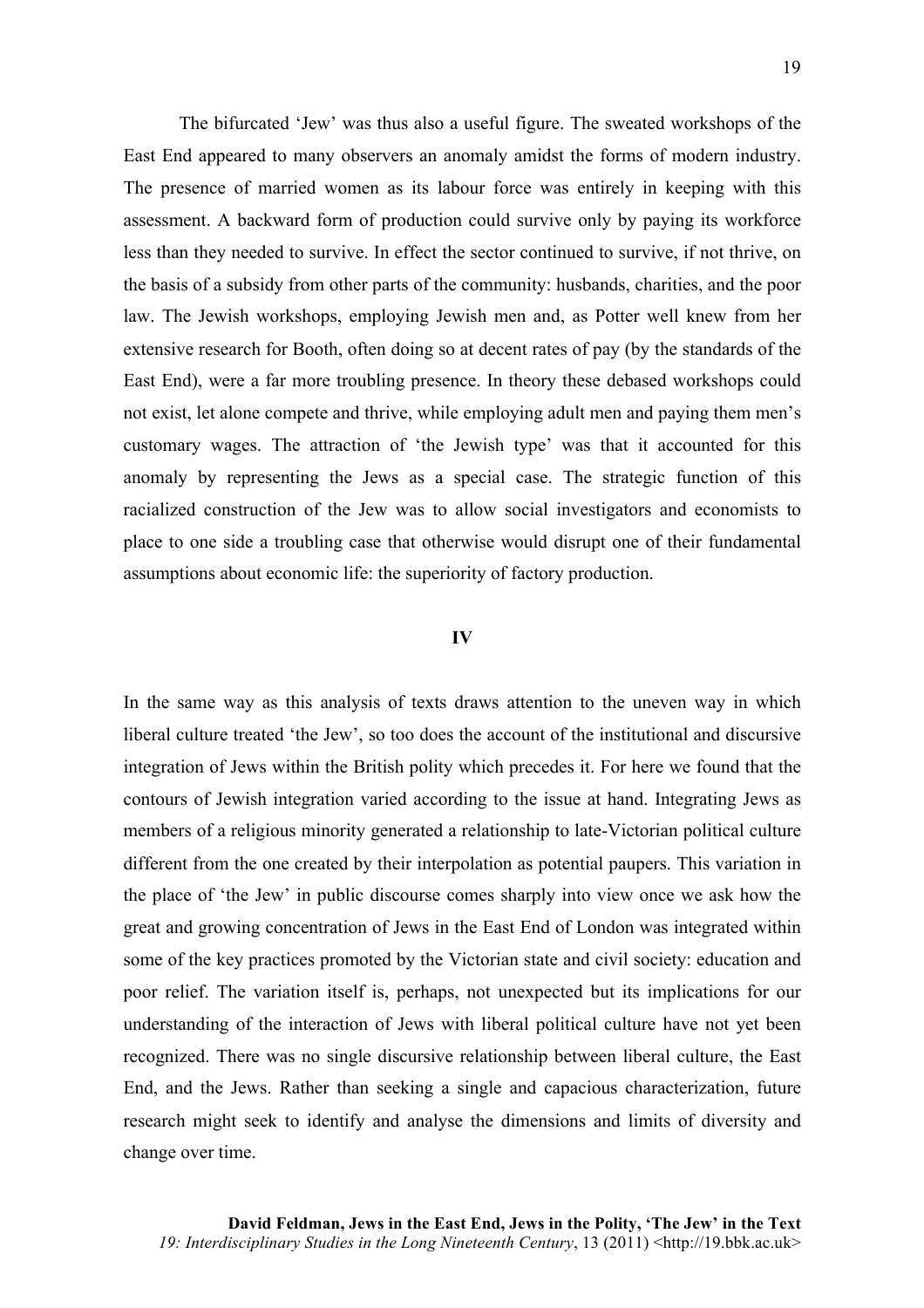The bifurcated 'Jew' was thus also a useful figure. The sweated workshops of the East End appeared to many observers an anomaly amidst the forms of modern industry. The presence of married women as its labour force was entirely in keeping with this assessment. A backward form of production could survive only by paying its workforce less than they needed to survive. In effect the sector continued to survive, if not thrive, on the basis of a subsidy from other parts of the community: husbands, charities, and the poor law. The Jewish workshops, employing Jewish men and, as Potter well knew from her extensive research for Booth, often doing so at decent rates of pay (by the standards of the East End), were a far more troubling presence. In theory these debased workshops could not exist, let alone compete and thrive, while employing adult men and paying them men's customary wages. The attraction of 'the Jewish type' was that it accounted for this anomaly by representing the Jews as a special case. The strategic function of this racialized construction of the Jew was to allow social investigators and economists to place to one side a troubling case that otherwise would disrupt one of their fundamental assumptions about economic life: the superiority of factory production.

## IV

In the same way as this analysis of texts draws attention to the uneven way in which liberal culture treated 'the Jew', so too does the account of the institutional and discursive integration of Jews within the British polity which precedes it. For here we found that the contours of Jewish integration varied according to the issue at hand. Integrating Jews as members of a religious minority generated a relationship to late-Victorian political culture different from the one created by their interpolation as potential paupers. This variation in the place of 'the Jew' in public discourse comes sharply into view once we ask how the great and growing concentration of Jews in the East End of London was integrated within some of the key practices promoted by the Victorian state and civil society: education and poor relief. The variation itself is, perhaps, not unexpected but its implications for our understanding of the interaction of Jews with liberal political culture have not yet been recognized. There was no single discursive relationship between liberal culture, the East End, and the Jews. Rather than seeking a single and capacious characterization, future research might seek to identify and analyse the dimensions and limits of diversity and change over time.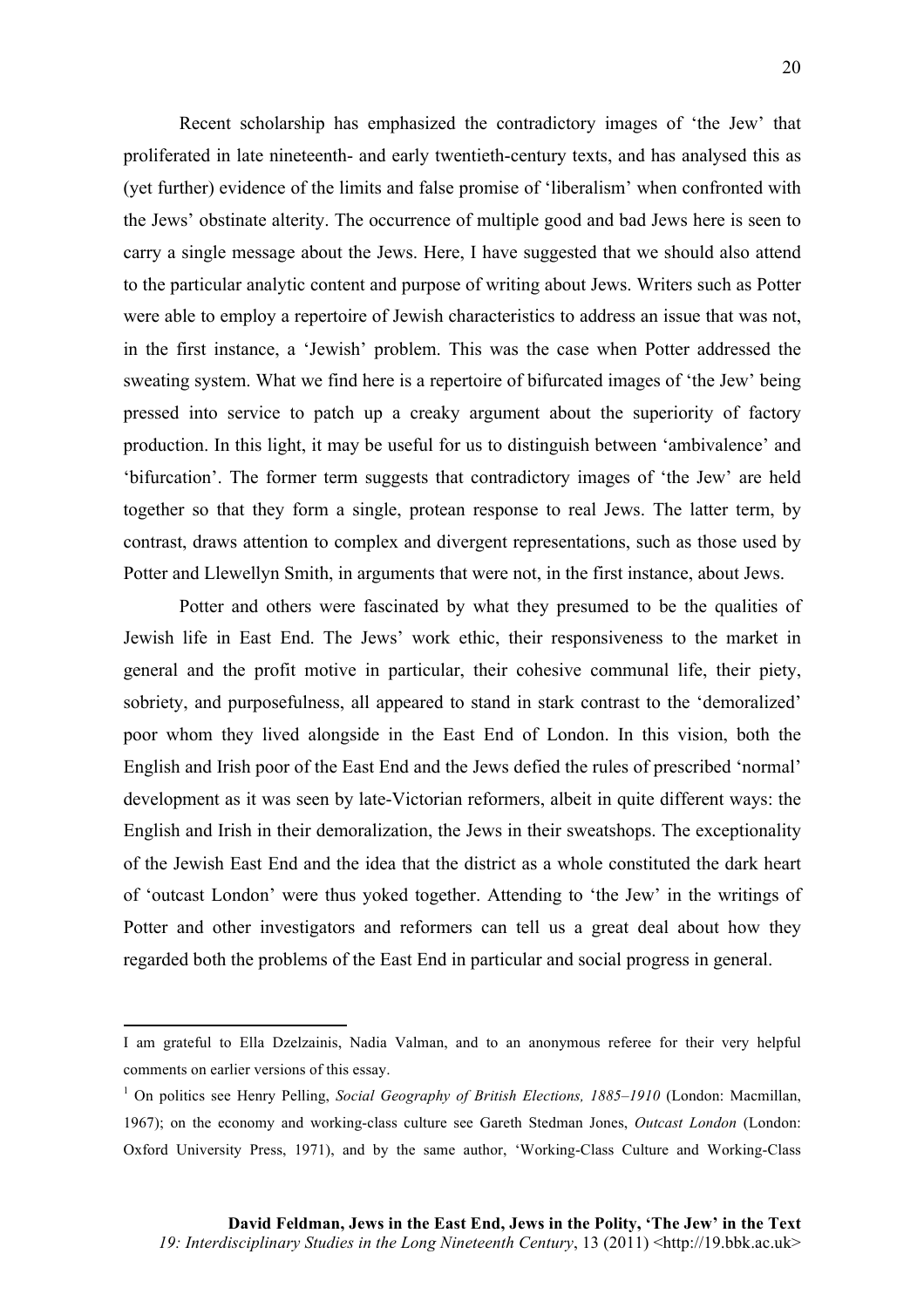Recent scholarship has emphasized the contradictory images of 'the Jew' that proliferated in late nineteenth- and early twentieth-century texts, and has analysed this as (yet further) evidence of the limits and false promise of 'liberalism' when confronted with the Jews' obstinate alterity. The occurrence of multiple good and bad Jews here is seen to carry a single message about the Jews. Here, I have suggested that we should also attend to the particular analytic content and purpose of writing about Jews. Writers such as Potter were able to employ a repertoire of Jewish characteristics to address an issue that was not, in the first instance, a 'Jewish' problem. This was the case when Potter addressed the sweating system. What we find here is a repertoire of bifurcated images of 'the Jew' being pressed into service to patch up a creaky argument about the superiority of factory production. In this light, it may be useful for us to distinguish between 'ambivalence' and 'bifurcation'. The former term suggests that contradictory images of 'the Jew' are held together so that they form a single, protean response to real Jews. The latter term, by contrast, draws attention to complex and divergent representations, such as those used by Potter and Llewellyn Smith, in arguments that were not, in the first instance, about Jews.

Potter and others were fascinated by what they presumed to be the qualities of Jewish life in East End. The Jews' work ethic, their responsiveness to the market in general and the profit motive in particular, their cohesive communal life, their piety, sobriety, and purposefulness, all appeared to stand in stark contrast to the 'demoralized' poor whom they lived alongside in the East End of London. In this vision, both the English and Irish poor of the East End and the Jews defied the rules of prescribed 'normal' development as it was seen by late-Victorian reformers, albeit in quite different ways: the English and Irish in their demoralization, the Jews in their sweatshops. The exceptionality of the Jewish East End and the idea that the district as a whole constituted the dark heart of 'outcast London' were thus yoked together. Attending to 'the Jew' in the writings of Potter and other investigators and reformers can tell us a great deal about how they regarded both the problems of the East End in particular and social progress in general.

---

I am grateful to Ella Dzelzainis, Nadia Valman, and to an anonymous referee for their very helpful comments on earlier versions of this essay.

[1] On politics see Henry Pelling, *Social Geography of British Elections, 1885–1910* (London: Macmillan, 1967); on the economy and working-class culture see Gareth Stedman Jones, *Outcast London* (London: Oxford University Press, 1971), and by the same author, 'Working-Class Culture and Working-Class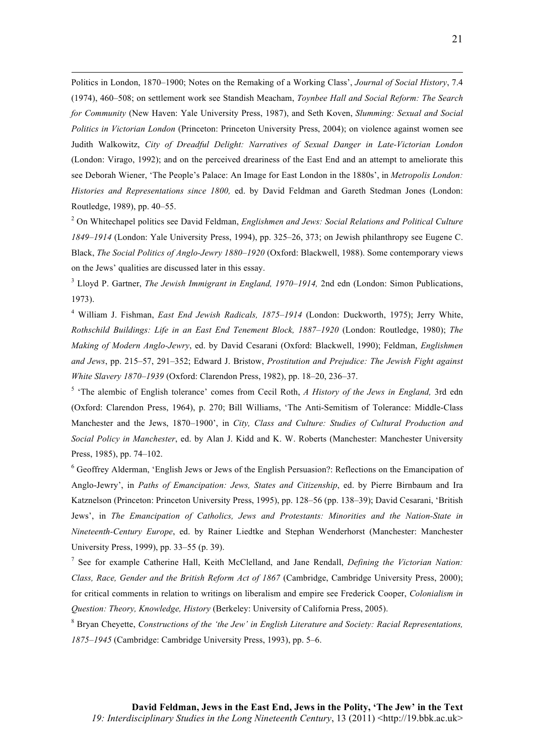Politics in London, 1870–1900; Notes on the Remaking of a Working Class', *Journal of Social History*, 7.4 (1974), 460–508; on settlement work see Standish Meacham, *Toynbee Hall and Social Reform: The Search for Community* (New Haven: Yale University Press, 1987), and Seth Koven, *Slumming: Sexual and Social Politics in Victorian London* (Princeton: Princeton University Press, 2004); on violence against women see Judith Walkowitz, *City of Dreadful Delight: Narratives of Sexual Danger in Late-Victorian London* (London: Virago, 1992); and on the perceived dreariness of the East End and an attempt to ameliorate this see Deborah Wiener, 'The People's Palace: An Image for East London in the 1880s', in *Metropolis London: Histories and Representations since 1800,* ed. by David Feldman and Gareth Stedman Jones (London: Routledge, 1989), pp. 40–55.

[2] On Whitechapel politics see David Feldman, *Englishmen and Jews: Social Relations and Political Culture 1849–1914* (London: Yale University Press, 1994), pp. 325–26, 373; on Jewish philanthropy see Eugene C. Black, *The Social Politics of Anglo-Jewry 1880–1920* (Oxford: Blackwell, 1988). Some contemporary views on the Jews' qualities are discussed later in this essay.

[3] Lloyd P. Gartner, *The Jewish Immigrant in England, 1970–1914,* 2nd edn (London: Simon Publications, 1973).

[4] William J. Fishman, *East End Jewish Radicals, 1875–1914* (London: Duckworth, 1975); Jerry White, *Rothschild Buildings: Life in an East End Tenement Block, 1887–1920* (London: Routledge, 1980); *The Making of Modern Anglo-Jewry*, ed. by David Cesarani (Oxford: Blackwell, 1990); Feldman, *Englishmen and Jews*, pp. 215–57, 291–352; Edward J. Bristow, *Prostitution and Prejudice: The Jewish Fight against White Slavery 1870–1939* (Oxford: Clarendon Press, 1982), pp. 18–20, 236–37.

[5] 'The alembic of English tolerance' comes from Cecil Roth, *A History of the Jews in England,* 3rd edn (Oxford: Clarendon Press, 1964), p. 270; Bill Williams, 'The Anti-Semitism of Tolerance: Middle-Class Manchester and the Jews, 1870–1900', in *City, Class and Culture: Studies of Cultural Production and Social Policy in Manchester*, ed. by Alan J. Kidd and K. W. Roberts (Manchester: Manchester University Press, 1985), pp. 74–102.

[6] Geoffrey Alderman, 'English Jews or Jews of the English Persuasion?: Reflections on the Emancipation of Anglo-Jewry', in *Paths of Emancipation: Jews, States and Citizenship*, ed. by Pierre Birnbaum and Ira Katznelson (Princeton: Princeton University Press, 1995), pp. 128–56 (pp. 138–39); David Cesarani, 'British Jews', in *The Emancipation of Catholics, Jews and Protestants: Minorities and the Nation-State in Nineteenth-Century Europe*, ed. by Rainer Liedtke and Stephan Wenderhorst (Manchester: Manchester University Press, 1999), pp. 33–55 (p. 39).

[7] See for example Catherine Hall, Keith McClelland, and Jane Rendall, *Defining the Victorian Nation: Class, Race, Gender and the British Reform Act of 1867* (Cambridge, Cambridge University Press, 2000); for critical comments in relation to writings on liberalism and empire see Frederick Cooper, *Colonialism in Question: Theory, Knowledge, History* (Berkeley: University of California Press, 2005).

[8] Bryan Cheyette, *Constructions of the 'the Jew' in English Literature and Society: Racial Representations, 1875–1945* (Cambridge: Cambridge University Press, 1993), pp. 5–6.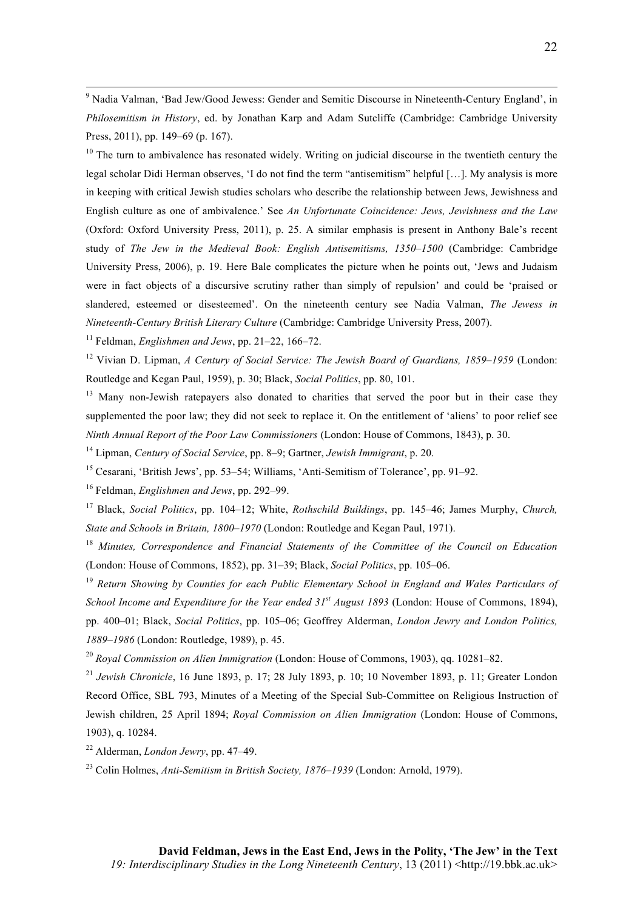[9] Nadia Valman, 'Bad Jew/Good Jewess: Gender and Semitic Discourse in Nineteenth-Century England', in *Philosemitism in History*, ed. by Jonathan Karp and Adam Sutcliffe (Cambridge: Cambridge University Press, 2011), pp. 149–69 (p. 167).

[10] The turn to ambivalence has resonated widely. Writing on judicial discourse in the twentieth century the legal scholar Didi Herman observes, 'I do not find the term "antisemitism" helpful […]. My analysis is more in keeping with critical Jewish studies scholars who describe the relationship between Jews, Jewishness and English culture as one of ambivalence.' See *An Unfortunate Coincidence: Jews, Jewishness and the Law* (Oxford: Oxford University Press, 2011), p. 25. A similar emphasis is present in Anthony Bale's recent study of *The Jew in the Medieval Book: English Antisemitisms, 1350–1500* (Cambridge: Cambridge University Press, 2006), p. 19. Here Bale complicates the picture when he points out, 'Jews and Judaism were in fact objects of a discursive scrutiny rather than simply of repulsion' and could be 'praised or slandered, esteemed or disesteemed'. On the nineteenth century see Nadia Valman, *The Jewess in Nineteenth-Century British Literary Culture* (Cambridge: Cambridge University Press, 2007).

[11] Feldman, *Englishmen and Jews*, pp. 21–22, 166–72.

[12] Vivian D. Lipman, *A Century of Social Service: The Jewish Board of Guardians, 1859–1959* (London: Routledge and Kegan Paul, 1959), p. 30; Black, *Social Politics*, pp. 80, 101.

[13] Many non-Jewish ratepayers also donated to charities that served the poor but in their case they supplemented the poor law; they did not seek to replace it. On the entitlement of 'aliens' to poor relief see *Ninth Annual Report of the Poor Law Commissioners* (London: House of Commons, 1843), p. 30.

[14] Lipman, *Century of Social Service*, pp. 8–9; Gartner, *Jewish Immigrant*, p. 20.

[15] Cesarani, 'British Jews', pp. 53–54; Williams, 'Anti-Semitism of Tolerance', pp. 91–92.

[16] Feldman, *Englishmen and Jews*, pp. 292–99.

[17] Black, *Social Politics*, pp. 104–12; White, *Rothschild Buildings*, pp. 145–46; James Murphy, *Church, State and Schools in Britain, 1800–1970* (London: Routledge and Kegan Paul, 1971).

[18] *Minutes, Correspondence and Financial Statements of the Committee of the Council on Education* (London: House of Commons, 1852), pp. 31–39; Black, *Social Politics*, pp. 105–06.

[19] *Return Showing by Counties for each Public Elementary School in England and Wales Particulars of School Income and Expenditure for the Year ended 31st August 1893* (London: House of Commons, 1894), pp. 400–01; Black, *Social Politics*, pp. 105–06; Geoffrey Alderman, *London Jewry and London Politics, 1889–1986* (London: Routledge, 1989), p. 45.

[20] *Royal Commission on Alien Immigration* (London: House of Commons, 1903), qq. 10281–82.

[21] *Jewish Chronicle*, 16 June 1893, p. 17; 28 July 1893, p. 10; 10 November 1893, p. 11; Greater London Record Office, SBL 793, Minutes of a Meeting of the Special Sub-Committee on Religious Instruction of Jewish children, 25 April 1894; *Royal Commission on Alien Immigration* (London: House of Commons, 1903), q. 10284.

[22] Alderman, *London Jewry*, pp. 47–49.

[23] Colin Holmes, *Anti-Semitism in British Society, 1876–1939* (London: Arnold, 1979).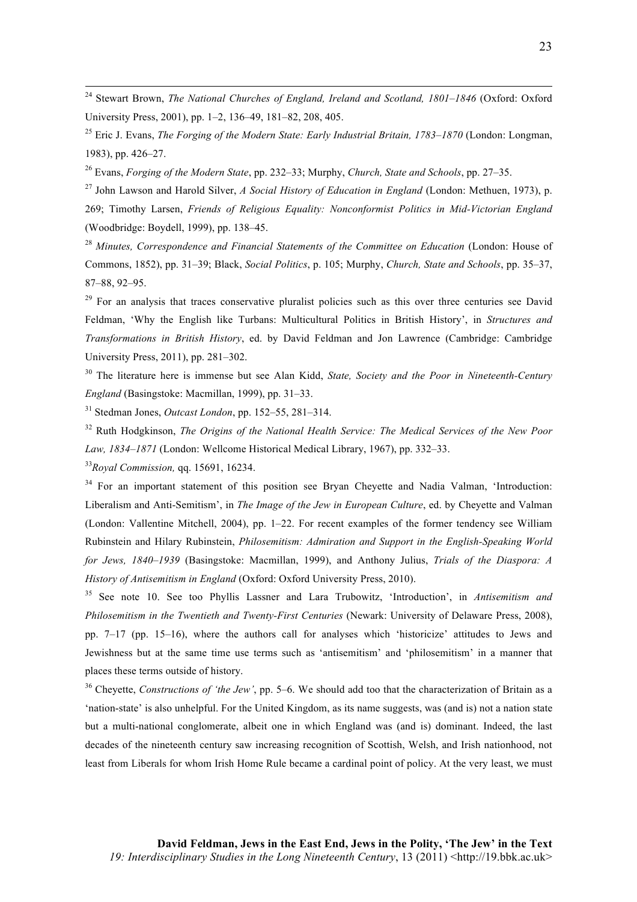[24] Stewart Brown, *The National Churches of England, Ireland and Scotland, 1801–1846* (Oxford: Oxford University Press, 2001), pp. 1–2, 136–49, 181–82, 208, 405.

[25] Eric J. Evans, *The Forging of the Modern State: Early Industrial Britain, 1783–1870* (London: Longman, 1983), pp. 426–27.

[26] Evans, *Forging of the Modern State*, pp. 232–33; Murphy, *Church, State and Schools*, pp. 27–35.

[27] John Lawson and Harold Silver, *A Social History of Education in England* (London: Methuen, 1973), p. 269; Timothy Larsen, *Friends of Religious Equality: Nonconformist Politics in Mid-Victorian England* (Woodbridge: Boydell, 1999), pp. 138–45.

[28] *Minutes, Correspondence and Financial Statements of the Committee on Education* (London: House of Commons, 1852), pp. 31–39; Black, *Social Politics*, p. 105; Murphy, *Church, State and Schools*, pp. 35–37, 87–88, 92–95.

[29] For an analysis that traces conservative pluralist policies such as this over three centuries see David Feldman, 'Why the English like Turbans: Multicultural Politics in British History', in *Structures and Transformations in British History*, ed. by David Feldman and Jon Lawrence (Cambridge: Cambridge University Press, 2011), pp. 281–302.

[30] The literature here is immense but see Alan Kidd, *State, Society and the Poor in Nineteenth-Century England* (Basingstoke: Macmillan, 1999), pp. 31–33.

[31] Stedman Jones, *Outcast London*, pp. 152–55, 281–314.

[32] Ruth Hodgkinson, *The Origins of the National Health Service: The Medical Services of the New Poor Law, 1834–1871* (London: Wellcome Historical Medical Library, 1967), pp. 332–33.

[33] *Royal Commission,* qq. 15691, 16234.

[34] For an important statement of this position see Bryan Cheyette and Nadia Valman, 'Introduction: Liberalism and Anti-Semitism', in *The Image of the Jew in European Culture*, ed. by Cheyette and Valman (London: Vallentine Mitchell, 2004), pp. 1–22. For recent examples of the former tendency see William Rubinstein and Hilary Rubinstein, *Philosemitism: Admiration and Support in the English-Speaking World for Jews, 1840–1939* (Basingstoke: Macmillan, 1999), and Anthony Julius, *Trials of the Diaspora: A History of Antisemitism in England* (Oxford: Oxford University Press, 2010).

[35] See note 10. See too Phyllis Lassner and Lara Trubowitz, 'Introduction', in *Antisemitism and Philosemitism in the Twentieth and Twenty-First Centuries* (Newark: University of Delaware Press, 2008), pp. 7–17 (pp. 15–16), where the authors call for analyses which 'historicize' attitudes to Jews and Jewishness but at the same time use terms such as 'antisemitism' and 'philosemitism' in a manner that places these terms outside of history.

[36] Cheyette, *Constructions of 'the Jew'*, pp. 5–6. We should add too that the characterization of Britain as a 'nation-state' is also unhelpful. For the United Kingdom, as its name suggests, was (and is) not a nation state but a multi-national conglomerate, albeit one in which England was (and is) dominant. Indeed, the last decades of the nineteenth century saw increasing recognition of Scottish, Welsh, and Irish nationhood, not least from Liberals for whom Irish Home Rule became a cardinal point of policy. At the very least, we must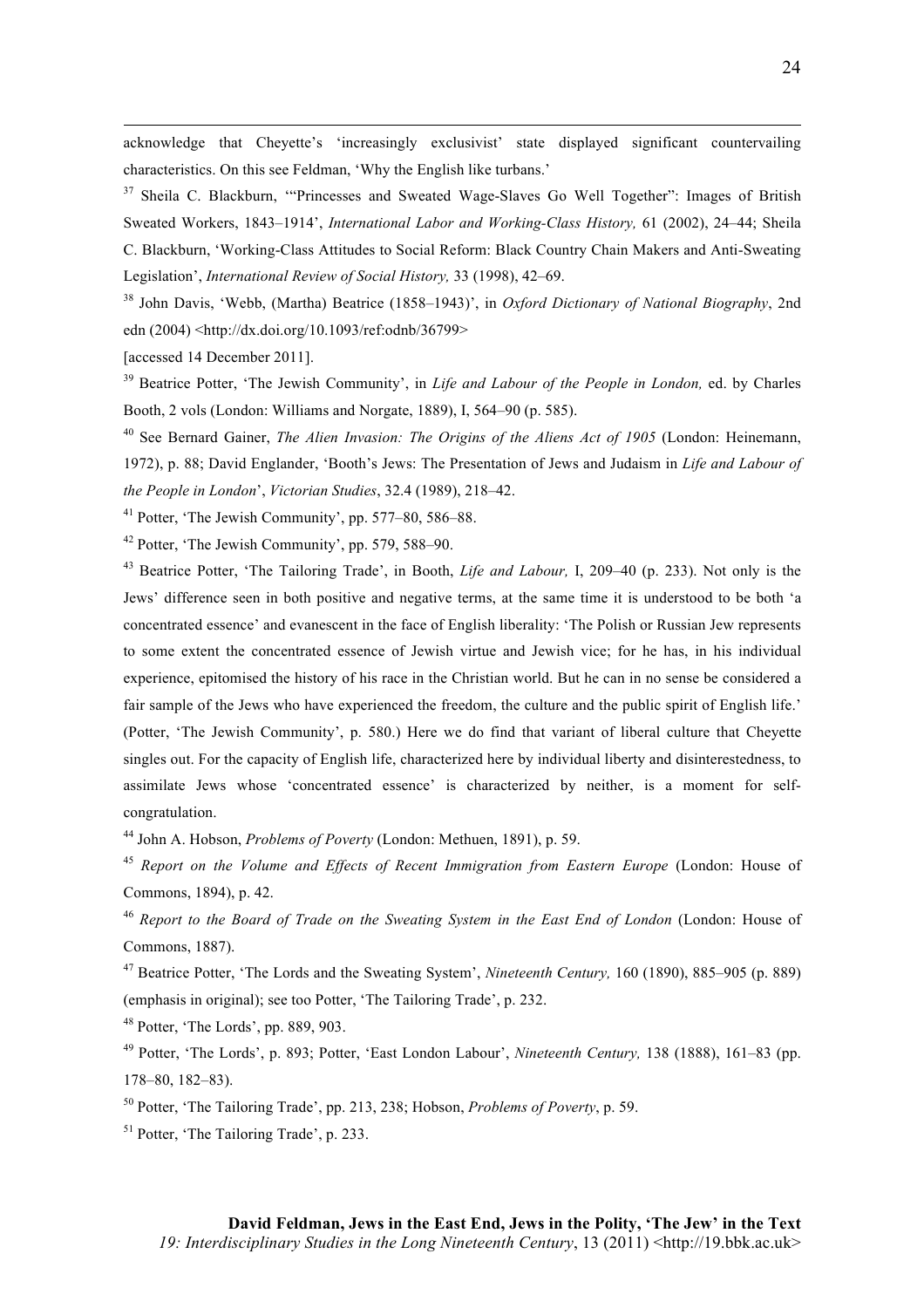acknowledge that Cheyette's 'increasingly exclusivist' state displayed significant countervailing characteristics. On this see Feldman, 'Why the English like turbans.'

[37] Sheila C. Blackburn, '"Princesses and Sweated Wage-Slaves Go Well Together": Images of British Sweated Workers, 1843–1914', *International Labor and Working-Class History,* 61 (2002), 24–44; Sheila C. Blackburn, 'Working-Class Attitudes to Social Reform: Black Country Chain Makers and Anti-Sweating Legislation', *International Review of Social History,* 33 (1998), 42–69.

[38] John Davis, 'Webb, (Martha) Beatrice (1858–1943)', in *Oxford Dictionary of National Biography*, 2nd edn (2004) <http://dx.doi.org/10.1093/ref:odnb/36799>
[accessed 14 December 2011].

[39] Beatrice Potter, 'The Jewish Community', in *Life and Labour of the People in London,* ed. by Charles Booth, 2 vols (London: Williams and Norgate, 1889), I, 564–90 (p. 585).

[40] See Bernard Gainer, *The Alien Invasion: The Origins of the Aliens Act of 1905* (London: Heinemann, 1972), p. 88; David Englander, 'Booth's Jews: The Presentation of Jews and Judaism in *Life and Labour of the People in London*', *Victorian Studies*, 32.4 (1989), 218–42.

[41] Potter, 'The Jewish Community', pp. 577–80, 586–88.

[42] Potter, 'The Jewish Community', pp. 579, 588–90.

[43] Beatrice Potter, 'The Tailoring Trade', in Booth, *Life and Labour,* I, 209–40 (p. 233). Not only is the Jews' difference seen in both positive and negative terms, at the same time it is understood to be both 'a concentrated essence' and evanescent in the face of English liberality: 'The Polish or Russian Jew represents to some extent the concentrated essence of Jewish virtue and Jewish vice; for he has, in his individual experience, epitomised the history of his race in the Christian world. But he can in no sense be considered a fair sample of the Jews who have experienced the freedom, the culture and the public spirit of English life.' (Potter, 'The Jewish Community', p. 580.) Here we do find that variant of liberal culture that Cheyette singles out. For the capacity of English life, characterized here by individual liberty and disinterestedness, to assimilate Jews whose 'concentrated essence' is characterized by neither, is a moment for self-congratulation.

[44] John A. Hobson, *Problems of Poverty* (London: Methuen, 1891), p. 59.

[45] *Report on the Volume and Effects of Recent Immigration from Eastern Europe* (London: House of Commons, 1894), p. 42.

[46] *Report to the Board of Trade on the Sweating System in the East End of London* (London: House of Commons, 1887).

[47] Beatrice Potter, 'The Lords and the Sweating System', *Nineteenth Century,* 160 (1890), 885–905 (p. 889) (emphasis in original); see too Potter, 'The Tailoring Trade', p. 232.

[48] Potter, 'The Lords', pp. 889, 903.

[49] Potter, 'The Lords', p. 893; Potter, 'East London Labour', *Nineteenth Century,* 138 (1888), 161–83 (pp. 178–80, 182–83).

[50] Potter, 'The Tailoring Trade', pp. 213, 238; Hobson, *Problems of Poverty*, p. 59.

[51] Potter, 'The Tailoring Trade', p. 233.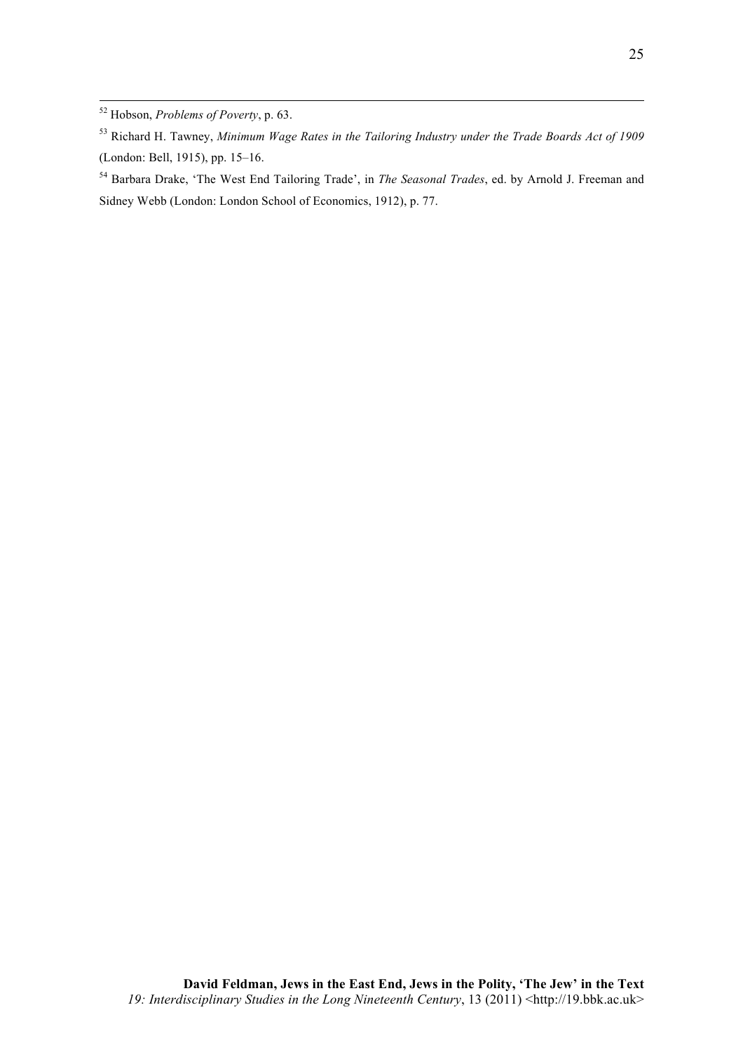[52] Hobson, *Problems of Poverty*, p. 63.

[53] Richard H. Tawney, *Minimum Wage Rates in the Tailoring Industry under the Trade Boards Act of 1909* (London: Bell, 1915), pp. 15–16.

[54] Barbara Drake, 'The West End Tailoring Trade', in *The Seasonal Trades*, ed. by Arnold J. Freeman and Sidney Webb (London: London School of Economics, 1912), p. 77.